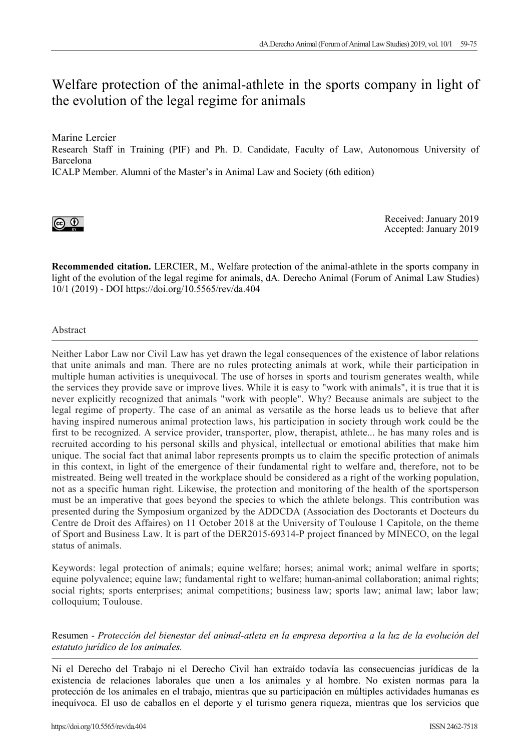# Welfare protection of the animal-athlete in the sports company in light of the evolution of the legal regime for animals

Marine Lercier
Research Staff in Training (PIF) and Ph. D. Candidate, Faculty of Law, Autonomous University of Barcelona
ICALP Member. Alumni of the Master's in Animal Law and Society (6th edition)

Received: January 2019
Accepted: January 2019

**Recommended citation.** LERCIER, M., Welfare protection of the animal-athlete in the sports company in light of the evolution of the legal regime for animals, dA. Derecho Animal (Forum of Animal Law Studies) 10/1 (2019) - DOI https://doi.org/10.5565/rev/da.404

## Abstract

Neither Labor Law nor Civil Law has yet drawn the legal consequences of the existence of labor relations that unite animals and man. There are no rules protecting animals at work, while their participation in multiple human activities is unequivocal. The use of horses in sports and tourism generates wealth, while the services they provide save or improve lives. While it is easy to "work with animals", it is true that it is never explicitly recognized that animals "work with people". Why? Because animals are subject to the legal regime of property. The case of an animal as versatile as the horse leads us to believe that after having inspired numerous animal protection laws, his participation in society through work could be the first to be recognized. A service provider, transporter, plow, therapist, athlete... he has many roles and is recruited according to his personal skills and physical, intellectual or emotional abilities that make him unique. The social fact that animal labor represents prompts us to claim the specific protection of animals in this context, in light of the emergence of their fundamental right to welfare and, therefore, not to be mistreated. Being well treated in the workplace should be considered as a right of the working population, not as a specific human right. Likewise, the protection and monitoring of the health of the sportsperson must be an imperative that goes beyond the species to which the athlete belongs. This contribution was presented during the Symposium organized by the ADDCDA (Association des Doctorants et Docteurs du Centre de Droit des Affaires) on 11 October 2018 at the University of Toulouse 1 Capitole, on the theme of Sport and Business Law. It is part of the DER2015-69314-P project financed by MINECO, on the legal status of animals.

Keywords: legal protection of animals; equine welfare; horses; animal work; animal welfare in sports; equine polyvalence; equine law; fundamental right to welfare; human-animal collaboration; animal rights; social rights; sports enterprises; animal competitions; business law; sports law; animal law; labor law; colloquium; Toulouse.

## Resumen - *Protección del bienestar del animal-atleta en la empresa deportiva a la luz de la evolución del estatuto jurídico de los animales.*

Ni el Derecho del Trabajo ni el Derecho Civil han extraído todavía las consecuencias jurídicas de la existencia de relaciones laborales que unen a los animales y al hombre. No existen normas para la protección de los animales en el trabajo, mientras que su participación en múltiples actividades humanas es inequívoca. El uso de caballos en el deporte y el turismo genera riqueza, mientras que los servicios que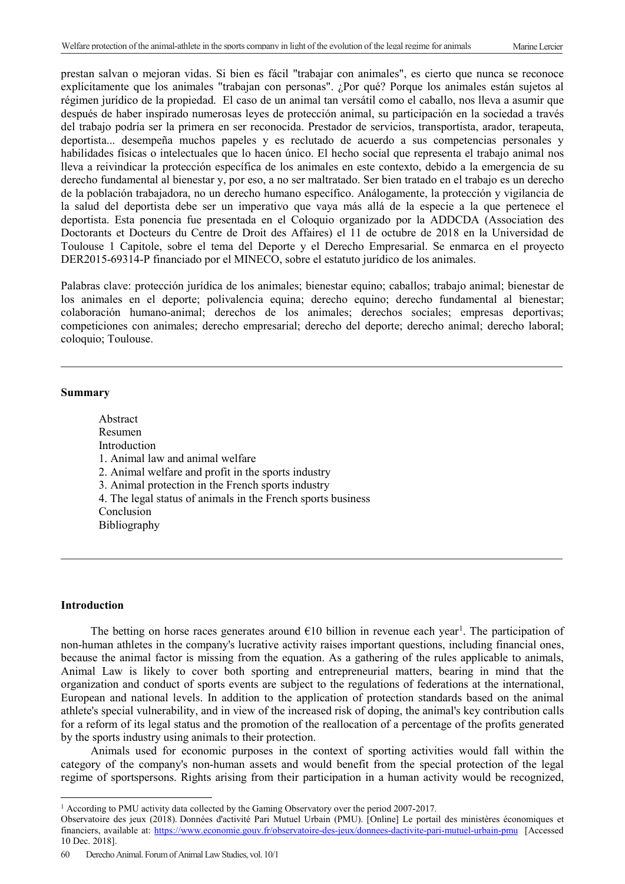prestan salvan o mejoran vidas. Si bien es fácil "trabajar con animales", es cierto que nunca se reconoce explícitamente que los animales "trabajan con personas". ¿Por qué? Porque los animales están sujetos al régimen jurídico de la propiedad. El caso de un animal tan versátil como el caballo, nos lleva a asumir que después de haber inspirado numerosas leyes de protección animal, su participación en la sociedad a través del trabajo podría ser la primera en ser reconocida. Prestador de servicios, transportista, arador, terapeuta, deportista... desempeña muchos papeles y es reclutado de acuerdo a sus competencias personales y habilidades físicas o intelectuales que lo hacen único. El hecho social que representa el trabajo animal nos lleva a reivindicar la protección específica de los animales en este contexto, debido a la emergencia de su derecho fundamental al bienestar y, por eso, a no ser maltratado. Ser bien tratado en el trabajo es un derecho de la población trabajadora, no un derecho humano específico. Análogamente, la protección y vigilancia de la salud del deportista debe ser un imperativo que vaya más allá de la especie a la que pertenece el deportista. Esta ponencia fue presentada en el Coloquio organizado por la ADDCDA (Association des Doctorants et Docteurs du Centre de Droit des Affaires) el 11 de octubre de 2018 en la Universidad de Toulouse 1 Capitole, sobre el tema del Deporte y el Derecho Empresarial. Se enmarca en el proyecto DER2015-69314-P financiado por el MINECO, sobre el estatuto jurídico de los animales.

Palabras clave: protección jurídica de los animales; bienestar equino; caballos; trabajo animal; bienestar de los animales en el deporte; polivalencia equina; derecho equino; derecho fundamental al bienestar; colaboración humano-animal; derechos de los animales; derechos sociales; empresas deportivas; competiciones con animales; derecho empresarial; derecho del deporte; derecho animal; derecho laboral; coloquio; Toulouse.

---

**Summary**

- Abstract
- Resumen
- Introduction
- 1. Animal law and animal welfare
- 2. Animal welfare and profit in the sports industry
- 3. Animal protection in the French sports industry
- 4. The legal status of animals in the French sports business
- Conclusion
- Bibliography

---

## Introduction

The betting on horse races generates around €10 billion in revenue each year[1]. The participation of non-human athletes in the company's lucrative activity raises important questions, including financial ones, because the animal factor is missing from the equation. As a gathering of the rules applicable to animals, Animal Law is likely to cover both sporting and entrepreneurial matters, bearing in mind that the organization and conduct of sports events are subject to the regulations of federations at the international, European and national levels. In addition to the application of protection standards based on the animal athlete's special vulnerability, and in view of the increased risk of doping, the animal's key contribution calls for a reform of its legal status and the promotion of the reallocation of a percentage of the profits generated by the sports industry using animals to their protection.

Animals used for economic purposes in the context of sporting activities would fall within the category of the company's non-human assets and would benefit from the special protection of the legal regime of sportspersons. Rights arising from their participation in a human activity would be recognized,

---

[1] According to PMU activity data collected by the Gaming Observatory over the period 2007-2017.
Observatoire des jeux (2018). Données d'activité Pari Mutuel Urbain (PMU). [Online] Le portail des ministères économiques et financiers, available at: https://www.economie.gouv.fr/observatoire-des-jeux/donnees-dactivite-pari-mutuel-urbain-pmu [Accessed 10 Dec. 2018].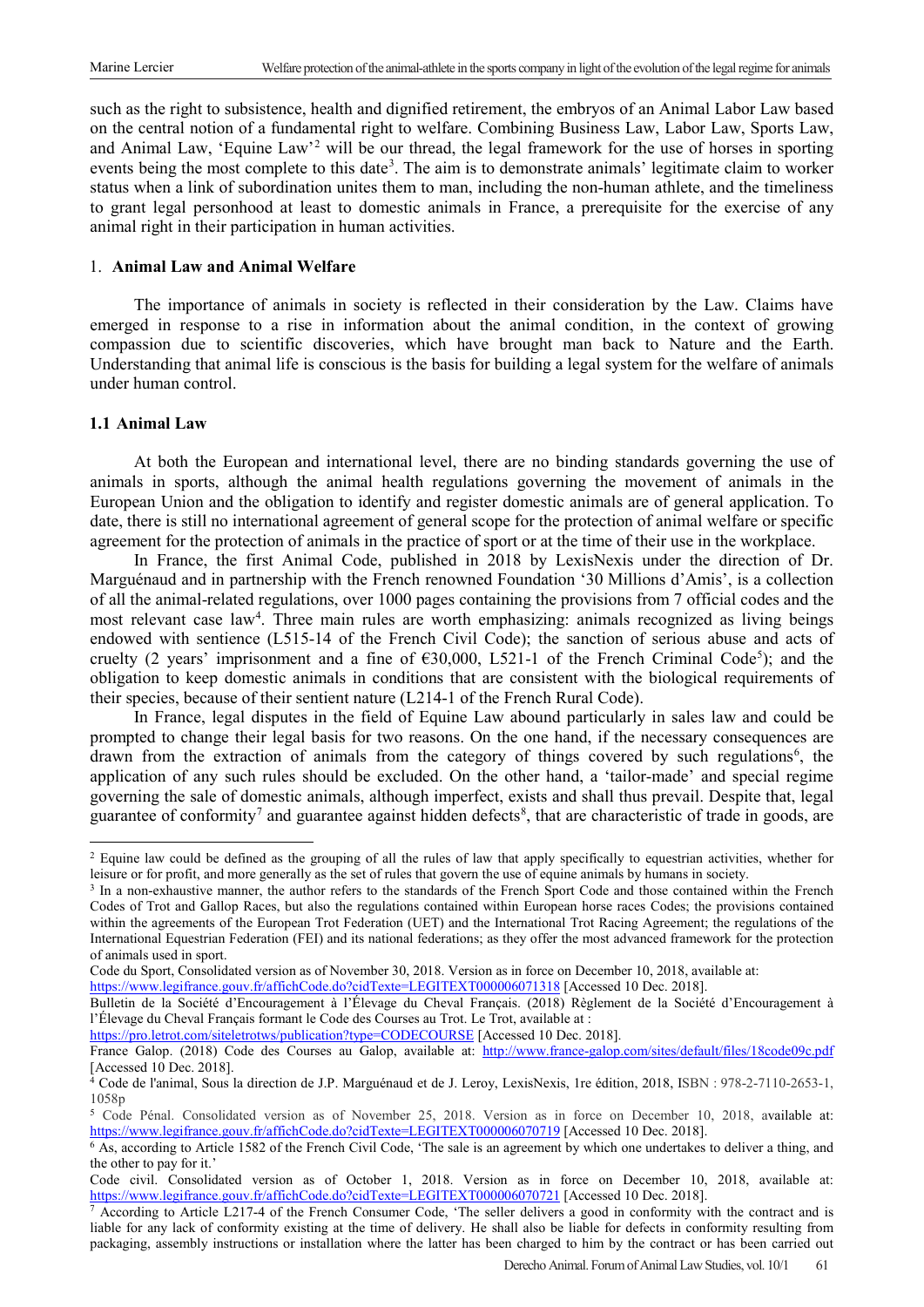such as the right to subsistence, health and dignified retirement, the embryos of an Animal Labor Law based on the central notion of a fundamental right to welfare. Combining Business Law, Labor Law, Sports Law, and Animal Law, 'Equine Law'[2] will be our thread, the legal framework for the use of horses in sporting events being the most complete to this date[3]. The aim is to demonstrate animals' legitimate claim to worker status when a link of subordination unites them to man, including the non-human athlete, and the timeliness to grant legal personhood at least to domestic animals in France, a prerequisite for the exercise of any animal right in their participation in human activities.

## 1. **Animal Law and Animal Welfare**

The importance of animals in society is reflected in their consideration by the Law. Claims have emerged in response to a rise in information about the animal condition, in the context of growing compassion due to scientific discoveries, which have brought man back to Nature and the Earth. Understanding that animal life is conscious is the basis for building a legal system for the welfare of animals under human control.

### 1.1 Animal Law

At both the European and international level, there are no binding standards governing the use of animals in sports, although the animal health regulations governing the movement of animals in the European Union and the obligation to identify and register domestic animals are of general application. To date, there is still no international agreement of general scope for the protection of animal welfare or specific agreement for the protection of animals in the practice of sport or at the time of their use in the workplace.

In France, the first Animal Code, published in 2018 by LexisNexis under the direction of Dr. Marguénaud and in partnership with the French renowned Foundation '30 Millions d'Amis', is a collection of all the animal-related regulations, over 1000 pages containing the provisions from 7 official codes and the most relevant case law[4]. Three main rules are worth emphasizing: animals recognized as living beings endowed with sentience (L515-14 of the French Civil Code); the sanction of serious abuse and acts of cruelty (2 years' imprisonment and a fine of €30,000, L521-1 of the French Criminal Code[5]); and the obligation to keep domestic animals in conditions that are consistent with the biological requirements of their species, because of their sentient nature (L214-1 of the French Rural Code).

In France, legal disputes in the field of Equine Law abound particularly in sales law and could be prompted to change their legal basis for two reasons. On the one hand, if the necessary consequences are drawn from the extraction of animals from the category of things covered by such regulations[6], the application of any such rules should be excluded. On the other hand, a 'tailor-made' and special regime governing the sale of domestic animals, although imperfect, exists and shall thus prevail. Despite that, legal guarantee of conformity[7] and guarantee against hidden defects[8], that are characteristic of trade in goods, are

---

[2] Equine law could be defined as the grouping of all the rules of law that apply specifically to equestrian activities, whether for leisure or for profit, and more generally as the set of rules that govern the use of equine animals by humans in society.

[3] In a non-exhaustive manner, the author refers to the standards of the French Sport Code and those contained within the French Codes of Trot and Gallop Races, but also the regulations contained within European horse races Codes; the provisions contained within the agreements of the European Trot Federation (UET) and the International Trot Racing Agreement; the regulations of the International Equestrian Federation (FEI) and its national federations; as they offer the most advanced framework for the protection of animals used in sport.

Code du Sport, Consolidated version as of November 30, 2018. Version as in force on December 10, 2018, available at: https://www.legifrance.gouv.fr/affichCode.do?cidTexte=LEGITEXT000006071318 [Accessed 10 Dec. 2018].

Bulletin de la Société d'Encouragement à l'Élevage du Cheval Français. (2018) Règlement de la Société d'Encouragement à l'Élevage du Cheval Français formant le Code des Courses au Trot. Le Trot, available at : https://pro.letrot.com/siteletrotws/publication?type=CODECOURSE [Accessed 10 Dec. 2018].

France Galop. (2018) Code des Courses au Galop, available at: http://www.france-galop.com/sites/default/files/18code09c.pdf [Accessed 10 Dec. 2018].

[4] Code de l'animal, Sous la direction de J.P. Marguénaud et de J. Leroy, LexisNexis, 1re édition, 2018, ISBN : 978-2-7110-2653-1, 1058p

[5] Code Pénal. Consolidated version as of November 25, 2018. Version as in force on December 10, 2018, available at: https://www.legifrance.gouv.fr/affichCode.do?cidTexte=LEGITEXT000006070719 [Accessed 10 Dec. 2018].

[6] As, according to Article 1582 of the French Civil Code, 'The sale is an agreement by which one undertakes to deliver a thing, and the other to pay for it.'

Code civil. Consolidated version as of October 1, 2018. Version as in force on December 10, 2018, available at: https://www.legifrance.gouv.fr/affichCode.do?cidTexte=LEGITEXT000006070721 [Accessed 10 Dec. 2018].

[7] According to Article L217-4 of the French Consumer Code, 'The seller delivers a good in conformity with the contract and is liable for any lack of conformity existing at the time of delivery. He shall also be liable for defects in conformity resulting from packaging, assembly instructions or installation where the latter has been charged to him by the contract or has been carried out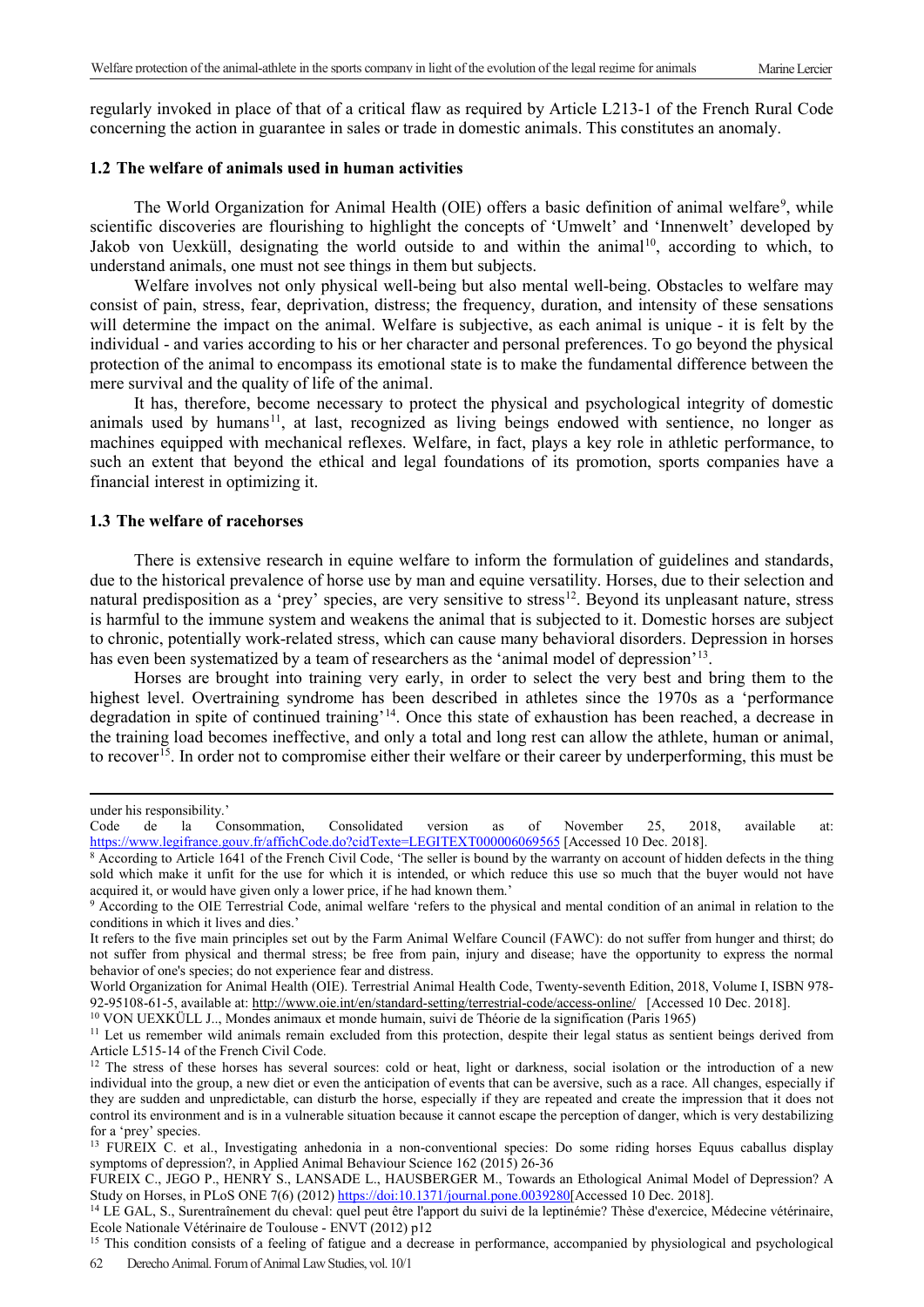regularly invoked in place of that of a critical flaw as required by Article L213-1 of the French Rural Code concerning the action in guarantee in sales or trade in domestic animals. This constitutes an anomaly.

### 1.2 The welfare of animals used in human activities

The World Organization for Animal Health (OIE) offers a basic definition of animal welfare[9], while scientific discoveries are flourishing to highlight the concepts of 'Umwelt' and 'Innenwelt' developed by Jakob von Uexküll, designating the world outside to and within the animal[10], according to which, to understand animals, one must not see things in them but subjects.

Welfare involves not only physical well-being but also mental well-being. Obstacles to welfare may consist of pain, stress, fear, deprivation, distress; the frequency, duration, and intensity of these sensations will determine the impact on the animal. Welfare is subjective, as each animal is unique - it is felt by the individual - and varies according to his or her character and personal preferences. To go beyond the physical protection of the animal to encompass its emotional state is to make the fundamental difference between the mere survival and the quality of life of the animal.

It has, therefore, become necessary to protect the physical and psychological integrity of domestic animals used by humans[11], at last, recognized as living beings endowed with sentience, no longer as machines equipped with mechanical reflexes. Welfare, in fact, plays a key role in athletic performance, to such an extent that beyond the ethical and legal foundations of its promotion, sports companies have a financial interest in optimizing it.

### 1.3 The welfare of racehorses

There is extensive research in equine welfare to inform the formulation of guidelines and standards, due to the historical prevalence of horse use by man and equine versatility. Horses, due to their selection and natural predisposition as a 'prey' species, are very sensitive to stress[12]. Beyond its unpleasant nature, stress is harmful to the immune system and weakens the animal that is subjected to it. Domestic horses are subject to chronic, potentially work-related stress, which can cause many behavioral disorders. Depression in horses has even been systematized by a team of researchers as the 'animal model of depression'[13].

Horses are brought into training very early, in order to select the very best and bring them to the highest level. Overtraining syndrome has been described in athletes since the 1970s as a 'performance degradation in spite of continued training'[14]. Once this state of exhaustion has been reached, a decrease in the training load becomes ineffective, and only a total and long rest can allow the athlete, human or animal, to recover[15]. In order not to compromise either their welfare or their career by underperforming, this must be

---

under his responsibility.'
Code de la Consommation, Consolidated version as of November 25, 2018, available at: https://www.legifrance.gouv.fr/affichCode.do?cidTexte=LEGITEXT000006069565 [Accessed 10 Dec. 2018].

[8] According to Article 1641 of the French Civil Code, 'The seller is bound by the warranty on account of hidden defects in the thing sold which make it unfit for the use for which it is intended, or which reduce this use so much that the buyer would not have acquired it, or would have given only a lower price, if he had known them.'

[9] According to the OIE Terrestrial Code, animal welfare 'refers to the physical and mental condition of an animal in relation to the conditions in which it lives and dies.'
It refers to the five main principles set out by the Farm Animal Welfare Council (FAWC): do not suffer from hunger and thirst; do not suffer from physical and thermal stress; be free from pain, injury and disease; have the opportunity to express the normal behavior of one's species; do not experience fear and distress.
World Organization for Animal Health (OIE). Terrestrial Animal Health Code, Twenty-seventh Edition, 2018, Volume I, ISBN 978-92-95108-61-5, available at: http://www.oie.int/en/standard-setting/terrestrial-code/access-online/ [Accessed 10 Dec. 2018].

[10] VON UEXKÜLL J.., Mondes animaux et monde humain, suivi de Théorie de la signification (Paris 1965)

[11] Let us remember wild animals remain excluded from this protection, despite their legal status as sentient beings derived from Article L515-14 of the French Civil Code.

[12] The stress of these horses has several sources: cold or heat, light or darkness, social isolation or the introduction of a new individual into the group, a new diet or even the anticipation of events that can be aversive, such as a race. All changes, especially if they are sudden and unpredictable, can disturb the horse, especially if they are repeated and create the impression that it does not control its environment and is in a vulnerable situation because it cannot escape the perception of danger, which is very destabilizing for a 'prey' species.

[13] FUREIX C. et al., Investigating anhedonia in a non-conventional species: Do some riding horses Equus caballus display symptoms of depression?, in Applied Animal Behaviour Science 162 (2015) 26-36
FUREIX C., JEGO P., HENRY S., LANSADE L., HAUSBERGER M., Towards an Ethological Animal Model of Depression? A Study on Horses, in PLoS ONE 7(6) (2012) https://doi:10.1371/journal.pone.0039280[Accessed 10 Dec. 2018].

[14] LE GAL, S., Surentraînement du cheval: quel peut être l'apport du suivi de la leptinémie? Thèse d'exercice, Médecine vétérinaire, Ecole Nationale Vétérinaire de Toulouse - ENVT (2012) p12

[15] This condition consists of a feeling of fatigue and a decrease in performance, accompanied by physiological and psychological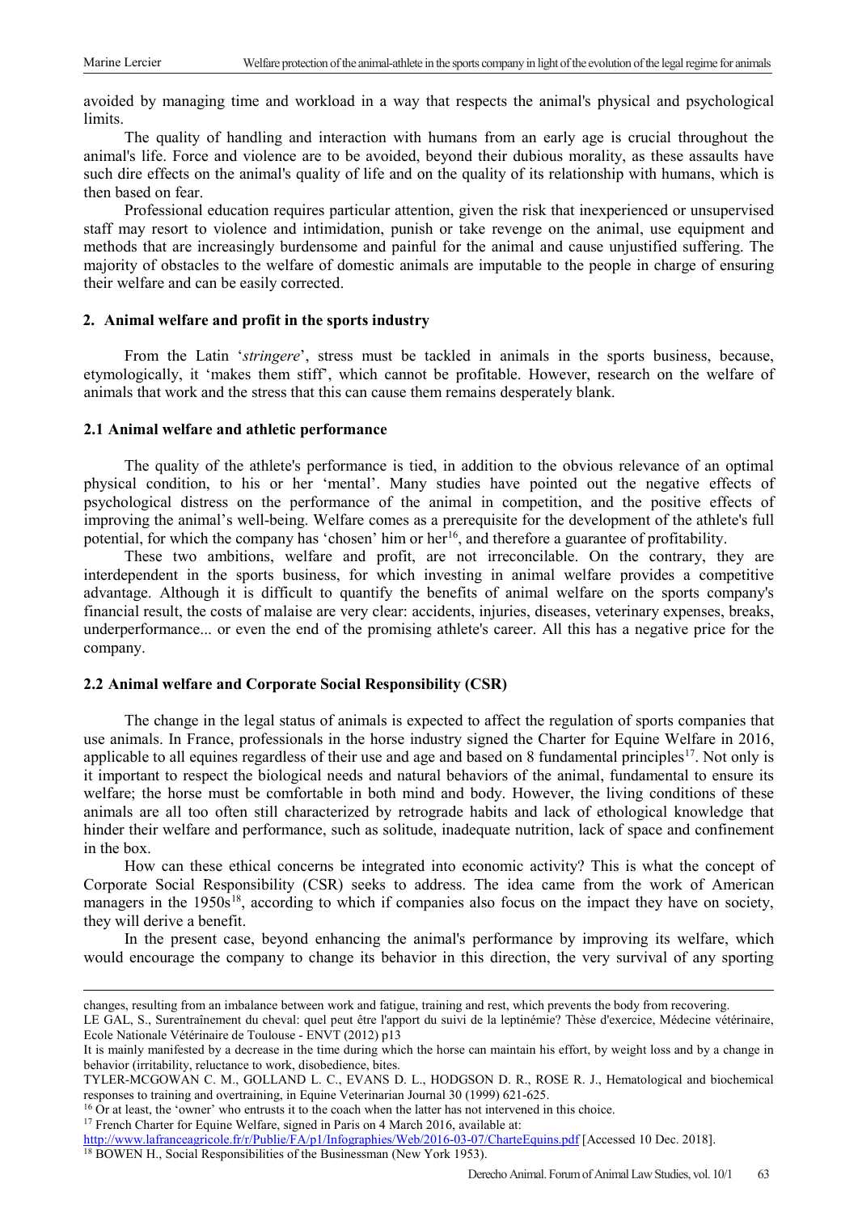avoided by managing time and workload in a way that respects the animal's physical and psychological limits.

The quality of handling and interaction with humans from an early age is crucial throughout the animal's life. Force and violence are to be avoided, beyond their dubious morality, as these assaults have such dire effects on the animal's quality of life and on the quality of its relationship with humans, which is then based on fear.

Professional education requires particular attention, given the risk that inexperienced or unsupervised staff may resort to violence and intimidation, punish or take revenge on the animal, use equipment and methods that are increasingly burdensome and painful for the animal and cause unjustified suffering. The majority of obstacles to the welfare of domestic animals are imputable to the people in charge of ensuring their welfare and can be easily corrected.

## 2. Animal welfare and profit in the sports industry

From the Latin '*stringere*', stress must be tackled in animals in the sports business, because, etymologically, it 'makes them stiff', which cannot be profitable. However, research on the welfare of animals that work and the stress that this can cause them remains desperately blank.

### 2.1 Animal welfare and athletic performance

The quality of the athlete's performance is tied, in addition to the obvious relevance of an optimal physical condition, to his or her 'mental'. Many studies have pointed out the negative effects of psychological distress on the performance of the animal in competition, and the positive effects of improving the animal's well-being. Welfare comes as a prerequisite for the development of the athlete's full potential, for which the company has 'chosen' him or her[16], and therefore a guarantee of profitability.

These two ambitions, welfare and profit, are not irreconcilable. On the contrary, they are interdependent in the sports business, for which investing in animal welfare provides a competitive advantage. Although it is difficult to quantify the benefits of animal welfare on the sports company's financial result, the costs of malaise are very clear: accidents, injuries, diseases, veterinary expenses, breaks, underperformance... or even the end of the promising athlete's career. All this has a negative price for the company.

### 2.2 Animal welfare and Corporate Social Responsibility (CSR)

The change in the legal status of animals is expected to affect the regulation of sports companies that use animals. In France, professionals in the horse industry signed the Charter for Equine Welfare in 2016, applicable to all equines regardless of their use and age and based on 8 fundamental principles[17]. Not only is it important to respect the biological needs and natural behaviors of the animal, fundamental to ensure its welfare; the horse must be comfortable in both mind and body. However, the living conditions of these animals are all too often still characterized by retrograde habits and lack of ethological knowledge that hinder their welfare and performance, such as solitude, inadequate nutrition, lack of space and confinement in the box.

How can these ethical concerns be integrated into economic activity? This is what the concept of Corporate Social Responsibility (CSR) seeks to address. The idea came from the work of American managers in the 1950s[18], according to which if companies also focus on the impact they have on society, they will derive a benefit.

In the present case, beyond enhancing the animal's performance by improving its welfare, which would encourage the company to change its behavior in this direction, the very survival of any sporting

---

changes, resulting from an imbalance between work and fatigue, training and rest, which prevents the body from recovering.
LE GAL, S., Surentraînement du cheval: quel peut être l'apport du suivi de la leptinémie? Thèse d'exercice, Médecine vétérinaire, Ecole Nationale Vétérinaire de Toulouse - ENVT (2012) p13
It is mainly manifested by a decrease in the time during which the horse can maintain his effort, by weight loss and by a change in behavior (irritability, reluctance to work, disobedience, bites.
TYLER-MCGOWAN C. M., GOLLAND L. C., EVANS D. L., HODGSON D. R., ROSE R. J., Hematological and biochemical responses to training and overtraining, in Equine Veterinarian Journal 30 (1999) 621-625.

[16] Or at least, the 'owner' who entrusts it to the coach when the latter has not intervened in this choice.

[17] French Charter for Equine Welfare, signed in Paris on 4 March 2016, available at: http://www.lafranceagricole.fr/r/Publie/FA/p1/Infographies/Web/2016-03-07/CharteEquins.pdf [Accessed 10 Dec. 2018].

[18] BOWEN H., Social Responsibilities of the Businessman (New York 1953).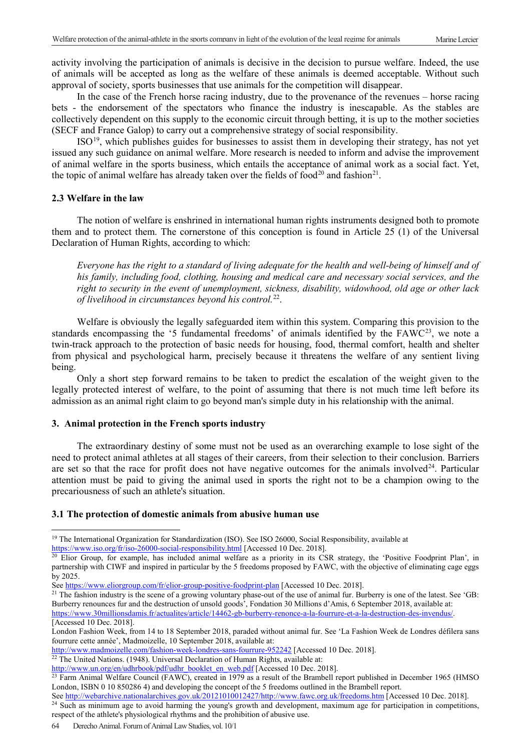activity involving the participation of animals is decisive in the decision to pursue welfare. Indeed, the use of animals will be accepted as long as the welfare of these animals is deemed acceptable. Without such approval of society, sports businesses that use animals for the competition will disappear.

In the case of the French horse racing industry, due to the provenance of the revenues – horse racing bets - the endorsement of the spectators who finance the industry is inescapable. As the stables are collectively dependent on this supply to the economic circuit through betting, it is up to the mother societies (SECF and France Galop) to carry out a comprehensive strategy of social responsibility.

ISO[19], which publishes guides for businesses to assist them in developing their strategy, has not yet issued any such guidance on animal welfare. More research is needed to inform and advise the improvement of animal welfare in the sports business, which entails the acceptance of animal work as a social fact. Yet, the topic of animal welfare has already taken over the fields of food[20] and fashion[21].

### 2.3 Welfare in the law

The notion of welfare is enshrined in international human rights instruments designed both to promote them and to protect them. The cornerstone of this conception is found in Article 25 (1) of the Universal Declaration of Human Rights, according to which:

> *Everyone has the right to a standard of living adequate for the health and well-being of himself and of his family, including food, clothing, housing and medical care and necessary social services, and the right to security in the event of unemployment, sickness, disability, widowhood, old age or other lack of livelihood in circumstances beyond his control.*[22].

Welfare is obviously the legally safeguarded item within this system. Comparing this provision to the standards encompassing the '5 fundamental freedoms' of animals identified by the FAWC[23], we note a twin-track approach to the protection of basic needs for housing, food, thermal comfort, health and shelter from physical and psychological harm, precisely because it threatens the welfare of any sentient living being.

Only a short step forward remains to be taken to predict the escalation of the weight given to the legally protected interest of welfare, to the point of assuming that there is not much time left before its admission as an animal right claim to go beyond man's simple duty in his relationship with the animal.

## 3. Animal protection in the French sports industry

The extraordinary destiny of some must not be used as an overarching example to lose sight of the need to protect animal athletes at all stages of their careers, from their selection to their conclusion. Barriers are set so that the race for profit does not have negative outcomes for the animals involved[24]. Particular attention must be paid to giving the animal used in sports the right not to be a champion owing to the precariousness of such an athlete's situation.

### 3.1 The protection of domestic animals from abusive human use

---

[19] The International Organization for Standardization (ISO). See ISO 26000, Social Responsibility, available at https://www.iso.org/fr/iso-26000-social-responsibility.html [Accessed 10 Dec. 2018].

[20] Elior Group, for example, has included animal welfare as a priority in its CSR strategy, the 'Positive Foodprint Plan', in partnership with CIWF and inspired in particular by the 5 freedoms proposed by FAWC, with the objective of eliminating cage eggs by 2025.
See https://www.eliorgroup.com/fr/elior-group-positive-foodprint-plan [Accessed 10 Dec. 2018].

[21] The fashion industry is the scene of a growing voluntary phase-out of the use of animal fur. Burberry is one of the latest. See 'GB: Burberry renounces fur and the destruction of unsold goods', Fondation 30 Millions d'Amis, 6 September 2018, available at: https://www.30millionsdamis.fr/actualites/article/14462-gb-burberry-renonce-a-la-fourrure-et-a-la-destruction-des-invendus/. [Accessed 10 Dec. 2018].
London Fashion Week, from 14 to 18 September 2018, paraded without animal fur. See 'La Fashion Week de Londres défilera sans fourrure cette année', Madmoizelle, 10 September 2018, available at: http://www.madmoizelle.com/fashion-week-londres-sans-fourrure-952242 [Accessed 10 Dec. 2018].

[22] The United Nations. (1948). Universal Declaration of Human Rights, available at: http://www.un.org/en/udhrbook/pdf/udhr_booklet_en_web.pdf [Accessed 10 Dec. 2018].

[23] Farm Animal Welfare Council (FAWC), created in 1979 as a result of the Brambell report published in December 1965 (HMSO London, ISBN 0 10 850286 4) and developing the concept of the 5 freedoms outlined in the Brambell report.
See http://webarchive.nationalarchives.gov.uk/20121010012427/http://www.fawc.org.uk/freedoms.htm [Accessed 10 Dec. 2018].

[24] Such as minimum age to avoid harming the young's growth and development, maximum age for participation in competitions, respect of the athlete's physiological rhythms and the prohibition of abusive use.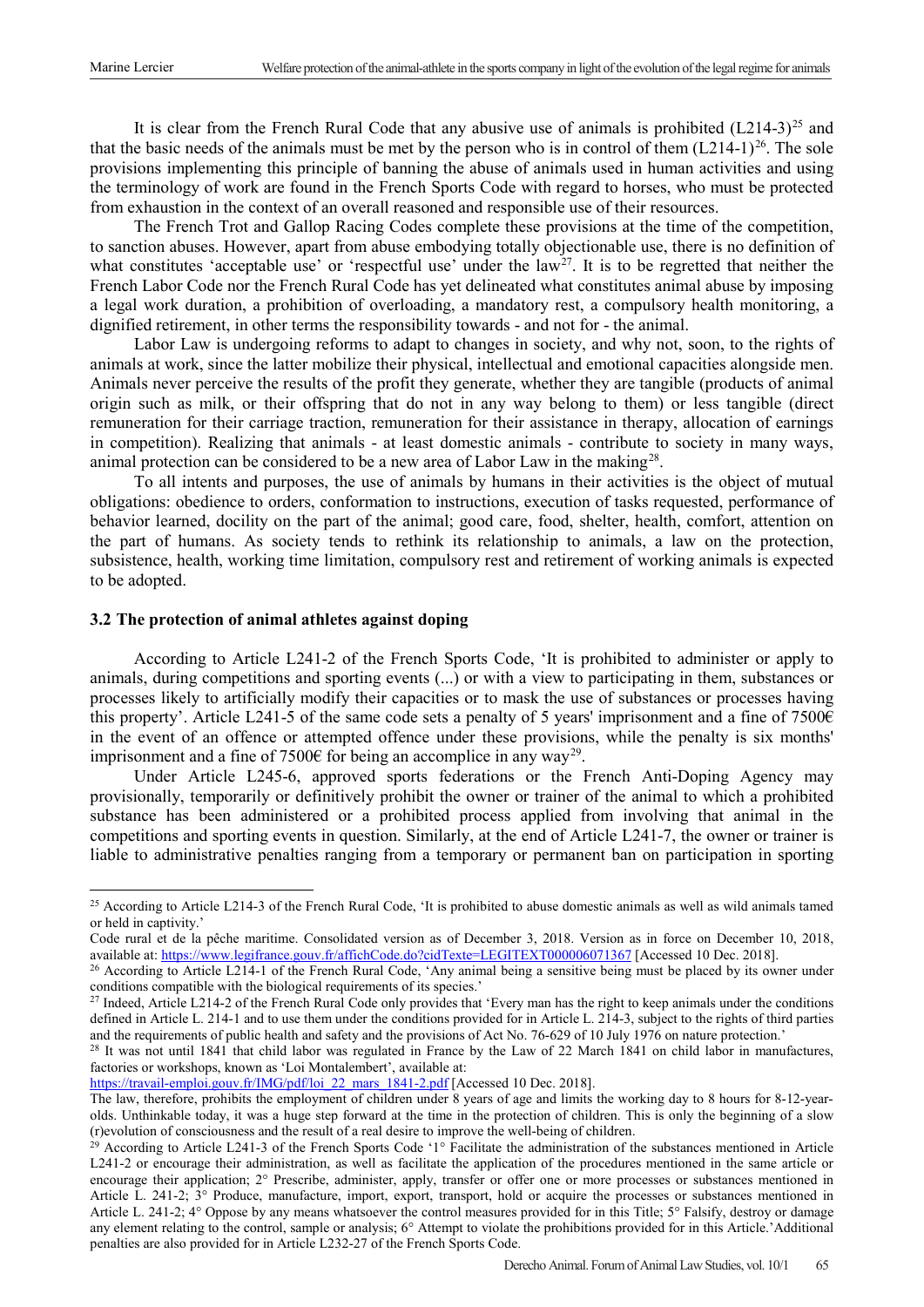It is clear from the French Rural Code that any abusive use of animals is prohibited (L214-3)[25] and that the basic needs of the animals must be met by the person who is in control of them (L214-1)[26]. The sole provisions implementing this principle of banning the abuse of animals used in human activities and using the terminology of work are found in the French Sports Code with regard to horses, who must be protected from exhaustion in the context of an overall reasoned and responsible use of their resources.

The French Trot and Gallop Racing Codes complete these provisions at the time of the competition, to sanction abuses. However, apart from abuse embodying totally objectionable use, there is no definition of what constitutes 'acceptable use' or 'respectful use' under the law[27]. It is to be regretted that neither the French Labor Code nor the French Rural Code has yet delineated what constitutes animal abuse by imposing a legal work duration, a prohibition of overloading, a mandatory rest, a compulsory health monitoring, a dignified retirement, in other terms the responsibility towards - and not for - the animal.

Labor Law is undergoing reforms to adapt to changes in society, and why not, soon, to the rights of animals at work, since the latter mobilize their physical, intellectual and emotional capacities alongside men. Animals never perceive the results of the profit they generate, whether they are tangible (products of animal origin such as milk, or their offspring that do not in any way belong to them) or less tangible (direct remuneration for their carriage traction, remuneration for their assistance in therapy, allocation of earnings in competition). Realizing that animals - at least domestic animals - contribute to society in many ways, animal protection can be considered to be a new area of Labor Law in the making[28].

To all intents and purposes, the use of animals by humans in their activities is the object of mutual obligations: obedience to orders, conformation to instructions, execution of tasks requested, performance of behavior learned, docility on the part of the animal; good care, food, shelter, health, comfort, attention on the part of humans. As society tends to rethink its relationship to animals, a law on the protection, subsistence, health, working time limitation, compulsory rest and retirement of working animals is expected to be adopted.

### 3.2 The protection of animal athletes against doping

According to Article L241-2 of the French Sports Code, 'It is prohibited to administer or apply to animals, during competitions and sporting events (...) or with a view to participating in them, substances or processes likely to artificially modify their capacities or to mask the use of substances or processes having this property'. Article L241-5 of the same code sets a penalty of 5 years' imprisonment and a fine of 7500€ in the event of an offence or attempted offence under these provisions, while the penalty is six months' imprisonment and a fine of 7500€ for being an accomplice in any way[29].

Under Article L245-6, approved sports federations or the French Anti-Doping Agency may provisionally, temporarily or definitively prohibit the owner or trainer of the animal to which a prohibited substance has been administered or a prohibited process applied from involving that animal in the competitions and sporting events in question. Similarly, at the end of Article L241-7, the owner or trainer is liable to administrative penalties ranging from a temporary or permanent ban on participation in sporting

---

[25] According to Article L214-3 of the French Rural Code, 'It is prohibited to abuse domestic animals as well as wild animals tamed or held in captivity.'

Code rural et de la pêche maritime. Consolidated version as of December 3, 2018. Version as in force on December 10, 2018, available at: https://www.legifrance.gouv.fr/affichCode.do?cidTexte=LEGITEXT000006071367 [Accessed 10 Dec. 2018].

[26] According to Article L214-1 of the French Rural Code, 'Any animal being a sensitive being must be placed by its owner under conditions compatible with the biological requirements of its species.'

[27] Indeed, Article L214-2 of the French Rural Code only provides that 'Every man has the right to keep animals under the conditions defined in Article L. 214-1 and to use them under the conditions provided for in Article L. 214-3, subject to the rights of third parties and the requirements of public health and safety and the provisions of Act No. 76-629 of 10 July 1976 on nature protection.'

[28] It was not until 1841 that child labor was regulated in France by the Law of 22 March 1841 on child labor in manufactures, factories or workshops, known as 'Loi Montalembert', available at: https://travail-emploi.gouv.fr/IMG/pdf/loi_22_mars_1841-2.pdf [Accessed 10 Dec. 2018].

The law, therefore, prohibits the employment of children under 8 years of age and limits the working day to 8 hours for 8-12-year-olds. Unthinkable today, it was a huge step forward at the time in the protection of children. This is only the beginning of a slow (r)evolution of consciousness and the result of a real desire to improve the well-being of children.

[29] According to Article L241-3 of the French Sports Code '1° Facilitate the administration of the substances mentioned in Article L241-2 or encourage their administration, as well as facilitate the application of the procedures mentioned in the same article or encourage their application; 2° Prescribe, administer, apply, transfer or offer one or more processes or substances mentioned in Article L. 241-2; 3° Produce, manufacture, import, export, transport, hold or acquire the processes or substances mentioned in Article L. 241-2; 4° Oppose by any means whatsoever the control measures provided for in this Title; 5° Falsify, destroy or damage any element relating to the control, sample or analysis; 6° Attempt to violate the prohibitions provided for in this Article.' Additional penalties are also provided for in Article L232-27 of the French Sports Code.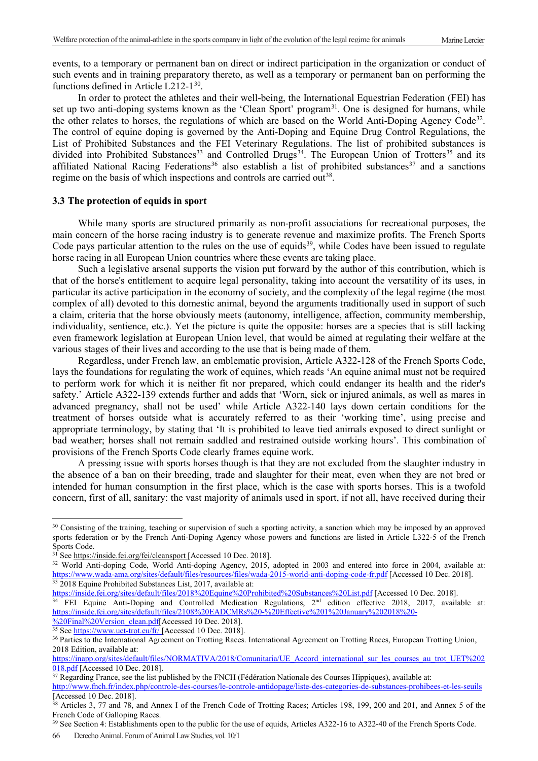events, to a temporary or permanent ban on direct or indirect participation in the organization or conduct of such events and in training preparatory thereto, as well as a temporary or permanent ban on performing the functions defined in Article L212-1[30].

In order to protect the athletes and their well-being, the International Equestrian Federation (FEI) has set up two anti-doping systems known as the 'Clean Sport' program[31]. One is designed for humans, while the other relates to horses, the regulations of which are based on the World Anti-Doping Agency Code[32]. The control of equine doping is governed by the Anti-Doping and Equine Drug Control Regulations, the List of Prohibited Substances and the FEI Veterinary Regulations. The list of prohibited substances is divided into Prohibited Substances[33] and Controlled Drugs[34]. The European Union of Trotters[35] and its affiliated National Racing Federations[36] also establish a list of prohibited substances[37] and a sanctions regime on the basis of which inspections and controls are carried out[38].

### 3.3 The protection of equids in sport

While many sports are structured primarily as non-profit associations for recreational purposes, the main concern of the horse racing industry is to generate revenue and maximize profits. The French Sports Code pays particular attention to the rules on the use of equids[39], while Codes have been issued to regulate horse racing in all European Union countries where these events are taking place.

Such a legislative arsenal supports the vision put forward by the author of this contribution, which is that of the horse's entitlement to acquire legal personality, taking into account the versatility of its uses, in particular its active participation in the economy of society, and the complexity of the legal regime (the most complex of all) devoted to this domestic animal, beyond the arguments traditionally used in support of such a claim, criteria that the horse obviously meets (autonomy, intelligence, affection, community membership, individuality, sentience, etc.). Yet the picture is quite the opposite: horses are a species that is still lacking even framework legislation at European Union level, that would be aimed at regulating their welfare at the various stages of their lives and according to the use that is being made of them.

Regardless, under French law, an emblematic provision, Article A322-128 of the French Sports Code, lays the foundations for regulating the work of equines, which reads 'An equine animal must not be required to perform work for which it is neither fit nor prepared, which could endanger its health and the rider's safety.' Article A322-139 extends further and adds that 'Worn, sick or injured animals, as well as mares in advanced pregnancy, shall not be used' while Article A322-140 lays down certain conditions for the treatment of horses outside what is accurately referred to as their 'working time', using precise and appropriate terminology, by stating that 'It is prohibited to leave tied animals exposed to direct sunlight or bad weather; horses shall not remain saddled and restrained outside working hours'. This combination of provisions of the French Sports Code clearly frames equine work.

A pressing issue with sports horses though is that they are not excluded from the slaughter industry in the absence of a ban on their breeding, trade and slaughter for their meat, even when they are not bred or intended for human consumption in the first place, which is the case with sports horses. This is a twofold concern, first of all, sanitary: the vast majority of animals used in sport, if not all, have received during their

---

[30] Consisting of the training, teaching or supervision of such a sporting activity, a sanction which may be imposed by an approved sports federation or by the French Anti-Doping Agency whose powers and functions are listed in Article L322-5 of the French Sports Code.

[31] See https://inside.fei.org/fei/cleansport [Accessed 10 Dec. 2018].

[32] World Anti-doping Code, World Anti-doping Agency, 2015, adopted in 2003 and entered into force in 2004, available at: https://www.wada-ama.org/sites/default/files/resources/files/wada-2015-world-anti-doping-code-fr.pdf [Accessed 10 Dec. 2018].

[33] 2018 Equine Prohibited Substances List, 2017, available at: https://inside.fei.org/sites/default/files/2018%20Equine%20Prohibited%20Substances%20List.pdf [Accessed 10 Dec. 2018].

[34] FEI Equine Anti-Doping and Controlled Medication Regulations, 2nd edition effective 2018, 2017, available at: https://inside.fei.org/sites/default/files/2108%20EADCMRs%20-%20Effective%201%20January%202018%20-%20Final%20Version_clean.pdf[Accessed 10 Dec. 2018].

[35] See https://www.uet-trot.eu/fr/ [Accessed 10 Dec. 2018].

[36] Parties to the International Agreement on Trotting Races. International Agreement on Trotting Races, European Trotting Union, 2018 Edition, available at: https://inapp.org/sites/default/files/NORMATIVA/2018/Comunitaria/UE_Accord_international_sur_les_courses_au_trot_UET%202018.pdf [Accessed 10 Dec. 2018].

[37] Regarding France, see the list published by the FNCH (Fédération Nationale des Courses Hippiques), available at: http://www.fnch.fr/index.php/controle-des-courses/le-controle-antidopage/liste-des-categories-de-substances-prohibees-et-les-seuils [Accessed 10 Dec. 2018].

[38] Articles 3, 77 and 78, and Annex I of the French Code of Trotting Races; Articles 198, 199, 200 and 201, and Annex 5 of the French Code of Galloping Races.

[39] See Section 4: Establishments open to the public for the use of equids, Articles A322-16 to A322-40 of the French Sports Code.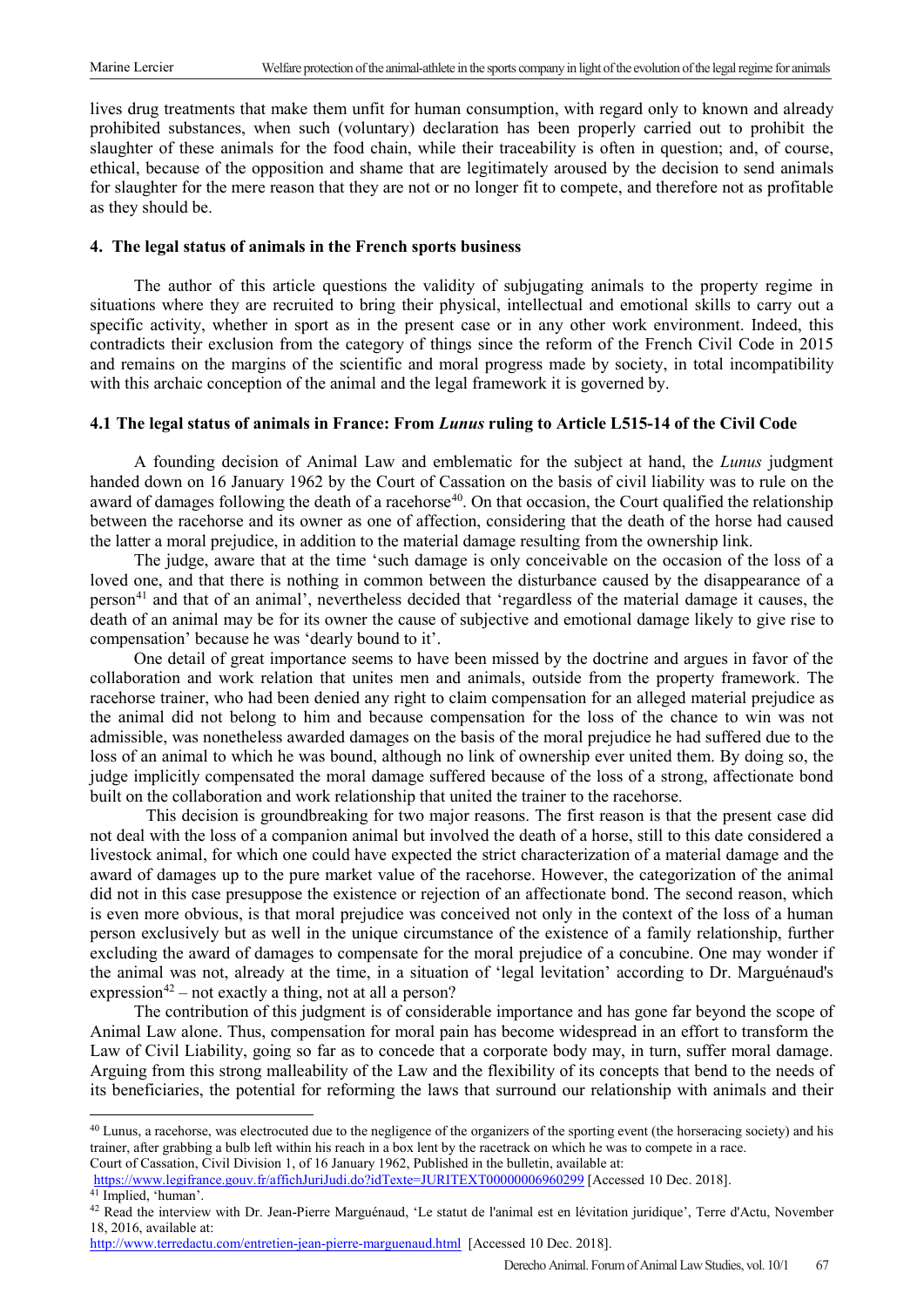lives drug treatments that make them unfit for human consumption, with regard only to known and already prohibited substances, when such (voluntary) declaration has been properly carried out to prohibit the slaughter of these animals for the food chain, while their traceability is often in question; and, of course, ethical, because of the opposition and shame that are legitimately aroused by the decision to send animals for slaughter for the mere reason that they are not or no longer fit to compete, and therefore not as profitable as they should be.

## 4. The legal status of animals in the French sports business

The author of this article questions the validity of subjugating animals to the property regime in situations where they are recruited to bring their physical, intellectual and emotional skills to carry out a specific activity, whether in sport as in the present case or in any other work environment. Indeed, this contradicts their exclusion from the category of things since the reform of the French Civil Code in 2015 and remains on the margins of the scientific and moral progress made by society, in total incompatibility with this archaic conception of the animal and the legal framework it is governed by.

### 4.1 The legal status of animals in France: From *Lunus* ruling to Article L515-14 of the Civil Code

A founding decision of Animal Law and emblematic for the subject at hand, the *Lunus* judgment handed down on 16 January 1962 by the Court of Cassation on the basis of civil liability was to rule on the award of damages following the death of a racehorse[40]. On that occasion, the Court qualified the relationship between the racehorse and its owner as one of affection, considering that the death of the horse had caused the latter a moral prejudice, in addition to the material damage resulting from the ownership link.

The judge, aware that at the time 'such damage is only conceivable on the occasion of the loss of a loved one, and that there is nothing in common between the disturbance caused by the disappearance of a person[41] and that of an animal', nevertheless decided that 'regardless of the material damage it causes, the death of an animal may be for its owner the cause of subjective and emotional damage likely to give rise to compensation' because he was 'dearly bound to it'.

One detail of great importance seems to have been missed by the doctrine and argues in favor of the collaboration and work relation that unites men and animals, outside from the property framework. The racehorse trainer, who had been denied any right to claim compensation for an alleged material prejudice as the animal did not belong to him and because compensation for the loss of the chance to win was not admissible, was nonetheless awarded damages on the basis of the moral prejudice he had suffered due to the loss of an animal to which he was bound, although no link of ownership ever united them. By doing so, the judge implicitly compensated the moral damage suffered because of the loss of a strong, affectionate bond built on the collaboration and work relationship that united the trainer to the racehorse.

This decision is groundbreaking for two major reasons. The first reason is that the present case did not deal with the loss of a companion animal but involved the death of a horse, still to this date considered a livestock animal, for which one could have expected the strict characterization of a material damage and the award of damages up to the pure market value of the racehorse. However, the categorization of the animal did not in this case presuppose the existence or rejection of an affectionate bond. The second reason, which is even more obvious, is that moral prejudice was conceived not only in the context of the loss of a human person exclusively but as well in the unique circumstance of the existence of a family relationship, further excluding the award of damages to compensate for the moral prejudice of a concubine. One may wonder if the animal was not, already at the time, in a situation of 'legal levitation' according to Dr. Marguénaud's expression[42] – not exactly a thing, not at all a person?

The contribution of this judgment is of considerable importance and has gone far beyond the scope of Animal Law alone. Thus, compensation for moral pain has become widespread in an effort to transform the Law of Civil Liability, going so far as to concede that a corporate body may, in turn, suffer moral damage. Arguing from this strong malleability of the Law and the flexibility of its concepts that bend to the needs of its beneficiaries, the potential for reforming the laws that surround our relationship with animals and their

---

[40] Lunus, a racehorse, was electrocuted due to the negligence of the organizers of the sporting event (the horseracing society) and his trainer, after grabbing a bulb left within his reach in a box lent by the racetrack on which he was to compete in a race. Court of Cassation, Civil Division 1, of 16 January 1962, Published in the bulletin, available at: https://www.legifrance.gouv.fr/affichJuriJudi.do?idTexte=JURITEXT000006960299 [Accessed 10 Dec. 2018].

[41] Implied, 'human'.

[42] Read the interview with Dr. Jean-Pierre Marguénaud, 'Le statut de l'animal est en lévitation juridique', Terre d'Actu, November 18, 2016, available at: http://www.terredactu.com/entretien-jean-pierre-marguenaud.html [Accessed 10 Dec. 2018].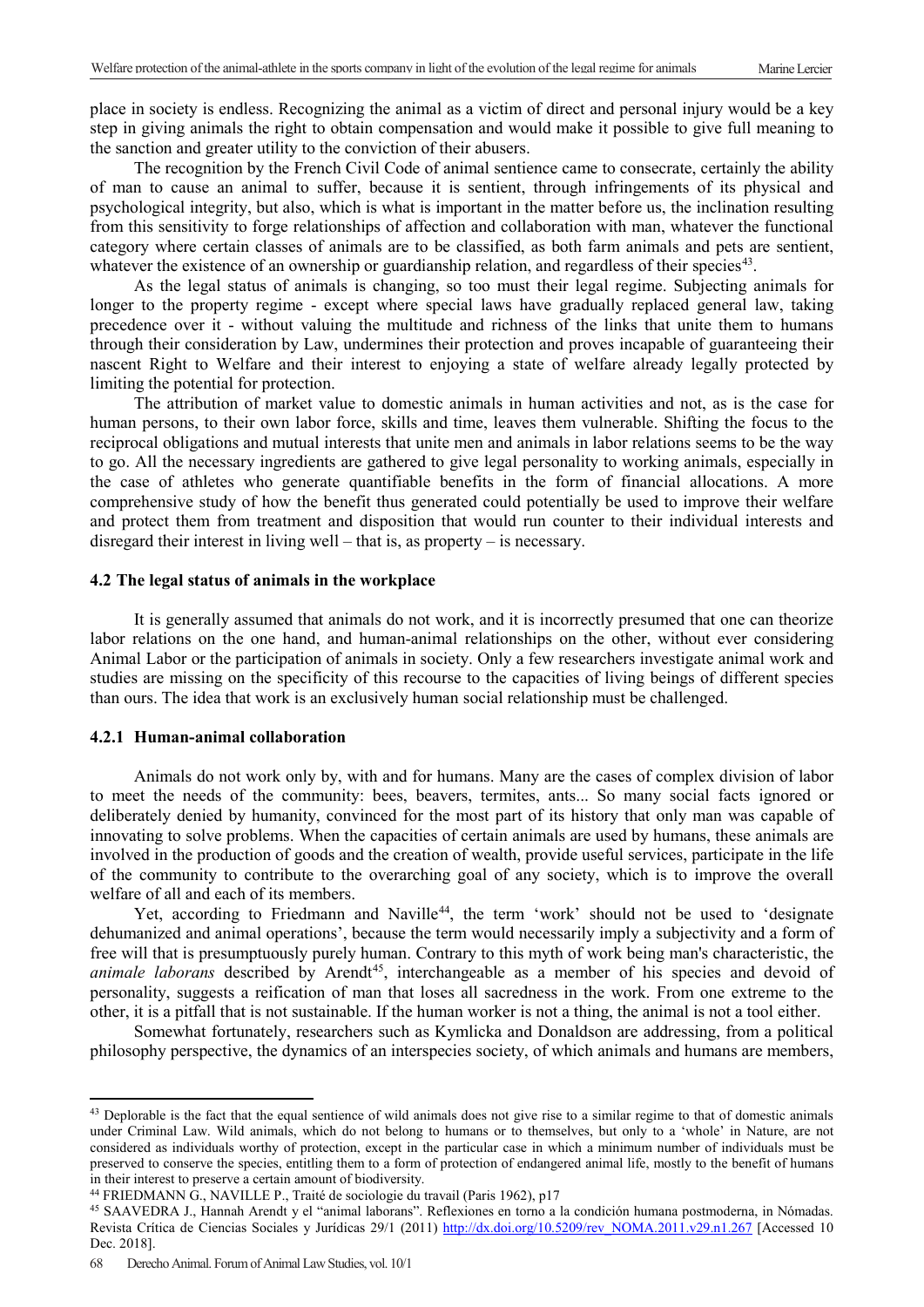place in society is endless. Recognizing the animal as a victim of direct and personal injury would be a key step in giving animals the right to obtain compensation and would make it possible to give full meaning to the sanction and greater utility to the conviction of their abusers.

The recognition by the French Civil Code of animal sentience came to consecrate, certainly the ability of man to cause an animal to suffer, because it is sentient, through infringements of its physical and psychological integrity, but also, which is what is important in the matter before us, the inclination resulting from this sensitivity to forge relationships of affection and collaboration with man, whatever the functional category where certain classes of animals are to be classified, as both farm animals and pets are sentient, whatever the existence of an ownership or guardianship relation, and regardless of their species[43].

As the legal status of animals is changing, so too must their legal regime. Subjecting animals for longer to the property regime - except where special laws have gradually replaced general law, taking precedence over it - without valuing the multitude and richness of the links that unite them to humans through their consideration by Law, undermines their protection and proves incapable of guaranteeing their nascent Right to Welfare and their interest to enjoying a state of welfare already legally protected by limiting the potential for protection.

The attribution of market value to domestic animals in human activities and not, as is the case for human persons, to their own labor force, skills and time, leaves them vulnerable. Shifting the focus to the reciprocal obligations and mutual interests that unite men and animals in labor relations seems to be the way to go. All the necessary ingredients are gathered to give legal personality to working animals, especially in the case of athletes who generate quantifiable benefits in the form of financial allocations. A more comprehensive study of how the benefit thus generated could potentially be used to improve their welfare and protect them from treatment and disposition that would run counter to their individual interests and disregard their interest in living well – that is, as property – is necessary.

### 4.2 The legal status of animals in the workplace

It is generally assumed that animals do not work, and it is incorrectly presumed that one can theorize labor relations on the one hand, and human-animal relationships on the other, without ever considering Animal Labor or the participation of animals in society. Only a few researchers investigate animal work and studies are missing on the specificity of this recourse to the capacities of living beings of different species than ours. The idea that work is an exclusively human social relationship must be challenged.

#### 4.2.1 Human-animal collaboration

Animals do not work only by, with and for humans. Many are the cases of complex division of labor to meet the needs of the community: bees, beavers, termites, ants... So many social facts ignored or deliberately denied by humanity, convinced for the most part of its history that only man was capable of innovating to solve problems. When the capacities of certain animals are used by humans, these animals are involved in the production of goods and the creation of wealth, provide useful services, participate in the life of the community to contribute to the overarching goal of any society, which is to improve the overall welfare of all and each of its members.

Yet, according to Friedmann and Naville[44], the term 'work' should not be used to 'designate dehumanized and animal operations', because the term would necessarily imply a subjectivity and a form of free will that is presumptuously purely human. Contrary to this myth of work being man's characteristic, the *animale laborans* described by Arendt[45], interchangeable as a member of his species and devoid of personality, suggests a reification of man that loses all sacredness in the work. From one extreme to the other, it is a pitfall that is not sustainable. If the human worker is not a thing, the animal is not a tool either.

Somewhat fortunately, researchers such as Kymlicka and Donaldson are addressing, from a political philosophy perspective, the dynamics of an interspecies society, of which animals and humans are members,

---

[43] Deplorable is the fact that the equal sentience of wild animals does not give rise to a similar regime to that of domestic animals under Criminal Law. Wild animals, which do not belong to humans or to themselves, but only to a 'whole' in Nature, are not considered as individuals worthy of protection, except in the particular case in which a minimum number of individuals must be preserved to conserve the species, entitling them to a form of protection of endangered animal life, mostly to the benefit of humans in their interest to preserve a certain amount of biodiversity.

[44] FRIEDMANN G., NAVILLE P., Traité de sociologie du travail (Paris 1962), p17

[45] SAAVEDRA J., Hannah Arendt y el "animal laborans". Reflexiones en torno a la condición humana postmoderna, in Nómadas. Revista Crítica de Ciencias Sociales y Jurídicas 29/1 (2011) http://dx.doi.org/10.5209/rev_NOMA.2011.v29.n1.267 [Accessed 10 Dec. 2018].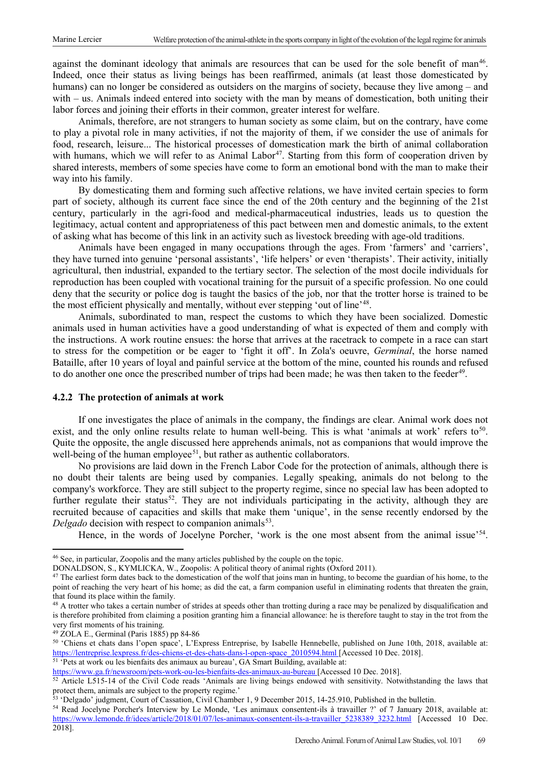against the dominant ideology that animals are resources that can be used for the sole benefit of man[46]. Indeed, once their status as living beings has been reaffirmed, animals (at least those domesticated by humans) can no longer be considered as outsiders on the margins of society, because they live among – and with – us. Animals indeed entered into society with the man by means of domestication, both uniting their labor forces and joining their efforts in their common, greater interest for welfare.

Animals, therefore, are not strangers to human society as some claim, but on the contrary, have come to play a pivotal role in many activities, if not the majority of them, if we consider the use of animals for food, research, leisure... The historical processes of domestication mark the birth of animal collaboration with humans, which we will refer to as Animal Labor[47]. Starting from this form of cooperation driven by shared interests, members of some species have come to form an emotional bond with the man to make their way into his family.

By domesticating them and forming such affective relations, we have invited certain species to form part of society, although its current face since the end of the 20th century and the beginning of the 21st century, particularly in the agri-food and medical-pharmaceutical industries, leads us to question the legitimacy, actual content and appropriateness of this pact between men and domestic animals, to the extent of asking what has become of this link in an activity such as livestock breeding with age-old traditions.

Animals have been engaged in many occupations through the ages. From 'farmers' and 'carriers', they have turned into genuine 'personal assistants', 'life helpers' or even 'therapists'. Their activity, initially agricultural, then industrial, expanded to the tertiary sector. The selection of the most docile individuals for reproduction has been coupled with vocational training for the pursuit of a specific profession. No one could deny that the security or police dog is taught the basics of the job, nor that the trotter horse is trained to be the most efficient physically and mentally, without ever stepping 'out of line'[48].

Animals, subordinated to man, respect the customs to which they have been socialized. Domestic animals used in human activities have a good understanding of what is expected of them and comply with the instructions. A work routine ensues: the horse that arrives at the racetrack to compete in a race can start to stress for the competition or be eager to 'fight it off'. In Zola's oeuvre, *Germinal*, the horse named Bataille, after 10 years of loyal and painful service at the bottom of the mine, counted his rounds and refused to do another one once the prescribed number of trips had been made; he was then taken to the feeder[49].

### 4.2.2 The protection of animals at work

If one investigates the place of animals in the company, the findings are clear. Animal work does not exist, and the only online results relate to human well-being. This is what 'animals at work' refers to[50]. Quite the opposite, the angle discussed here apprehends animals, not as companions that would improve the well-being of the human employee[51], but rather as authentic collaborators.

No provisions are laid down in the French Labor Code for the protection of animals, although there is no doubt their talents are being used by companies. Legally speaking, animals do not belong to the company's workforce. They are still subject to the property regime, since no special law has been adopted to further regulate their status[52]. They are not individuals participating in the activity, although they are recruited because of capacities and skills that make them 'unique', in the sense recently endorsed by the *Delgado* decision with respect to companion animals[53].

Hence, in the words of Jocelyne Porcher, 'work is the one most absent from the animal issue'[54].

---

[46] See, in particular, Zoopolis and the many articles published by the couple on the topic.
DONALDSON, S., KYMLICKA, W., Zoopolis: A political theory of animal rights (Oxford 2011).

[47] The earliest form dates back to the domestication of the wolf that joins man in hunting, to become the guardian of his home, to the point of reaching the very heart of his home; as did the cat, a farm companion useful in eliminating rodents that threaten the grain, that found its place within the family.

[48] A trotter who takes a certain number of strides at speeds other than trotting during a race may be penalized by disqualification and is therefore prohibited from claiming a position granting him a financial allowance: he is therefore taught to stay in the trot from the very first moments of his training.

[49] ZOLA E., Germinal (Paris 1885) pp 84-86

[50] 'Chiens et chats dans l'open space', L'Express Entreprise, by Isabelle Hennebelle, published on June 10th, 2018, available at: https://lentreprise.lexpress.fr/des-chiens-et-des-chats-dans-l-open-space_2010594.html [Accessed 10 Dec. 2018].

[51] 'Pets at work ou les bienfaits des animaux au bureau', GA Smart Building, available at:
https://www.ga.fr/newsroom/pets-work-ou-les-bienfaits-des-animaux-au-bureau [Accessed 10 Dec. 2018].

[52] Article L515-14 of the Civil Code reads 'Animals are living beings endowed with sensitivity. Notwithstanding the laws that protect them, animals are subject to the property regime.'

[53] 'Delgado' judgment, Court of Cassation, Civil Chamber 1, 9 December 2015, 14-25.910, Published in the bulletin.

[54] Read Jocelyne Porcher's Interview by Le Monde, 'Les animaux consentent-ils à travailler ?' of 7 January 2018, available at: https://www.lemonde.fr/idees/article/2018/01/07/les-animaux-consentent-ils-a-travailler_5238389_3232.html [Accessed 10 Dec. 2018].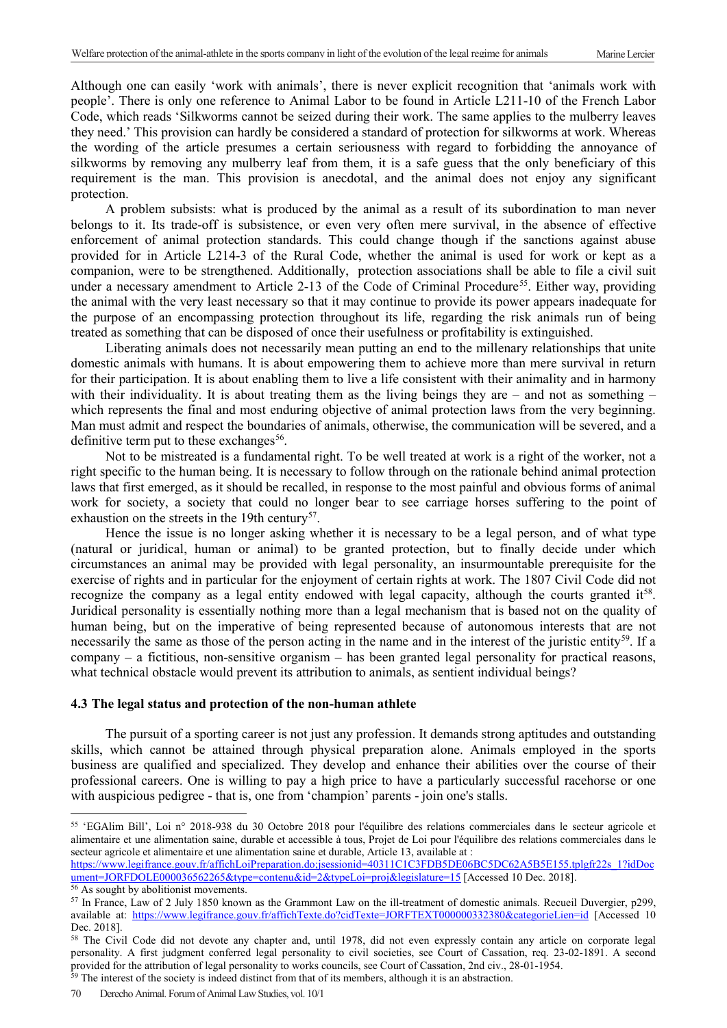Although one can easily 'work with animals', there is never explicit recognition that 'animals work with people'. There is only one reference to Animal Labor to be found in Article L211-10 of the French Labor Code, which reads 'Silkworms cannot be seized during their work. The same applies to the mulberry leaves they need.' This provision can hardly be considered a standard of protection for silkworms at work. Whereas the wording of the article presumes a certain seriousness with regard to forbidding the annoyance of silkworms by removing any mulberry leaf from them, it is a safe guess that the only beneficiary of this requirement is the man. This provision is anecdotal, and the animal does not enjoy any significant protection.

A problem subsists: what is produced by the animal as a result of its subordination to man never belongs to it. Its trade-off is subsistence, or even very often mere survival, in the absence of effective enforcement of animal protection standards. This could change though if the sanctions against abuse provided for in Article L214-3 of the Rural Code, whether the animal is used for work or kept as a companion, were to be strengthened. Additionally, protection associations shall be able to file a civil suit under a necessary amendment to Article 2-13 of the Code of Criminal Procedure[55]. Either way, providing the animal with the very least necessary so that it may continue to provide its power appears inadequate for the purpose of an encompassing protection throughout its life, regarding the risk animals run of being treated as something that can be disposed of once their usefulness or profitability is extinguished.

Liberating animals does not necessarily mean putting an end to the millenary relationships that unite domestic animals with humans. It is about empowering them to achieve more than mere survival in return for their participation. It is about enabling them to live a life consistent with their animality and in harmony with their individuality. It is about treating them as the living beings they are – and not as something – which represents the final and most enduring objective of animal protection laws from the very beginning. Man must admit and respect the boundaries of animals, otherwise, the communication will be severed, and a definitive term put to these exchanges[56].

Not to be mistreated is a fundamental right. To be well treated at work is a right of the worker, not a right specific to the human being. It is necessary to follow through on the rationale behind animal protection laws that first emerged, as it should be recalled, in response to the most painful and obvious forms of animal work for society, a society that could no longer bear to see carriage horses suffering to the point of exhaustion on the streets in the 19th century[57].

Hence the issue is no longer asking whether it is necessary to be a legal person, and of what type (natural or juridical, human or animal) to be granted protection, but to finally decide under which circumstances an animal may be provided with legal personality, an insurmountable prerequisite for the exercise of rights and in particular for the enjoyment of certain rights at work. The 1807 Civil Code did not recognize the company as a legal entity endowed with legal capacity, although the courts granted it[58]. Juridical personality is essentially nothing more than a legal mechanism that is based not on the quality of human being, but on the imperative of being represented because of autonomous interests that are not necessarily the same as those of the person acting in the name and in the interest of the juristic entity[59]. If a company – a fictitious, non-sensitive organism – has been granted legal personality for practical reasons, what technical obstacle would prevent its attribution to animals, as sentient individual beings?

### 4.3 The legal status and protection of the non-human athlete

The pursuit of a sporting career is not just any profession. It demands strong aptitudes and outstanding skills, which cannot be attained through physical preparation alone. Animals employed in the sports business are qualified and specialized. They develop and enhance their abilities over the course of their professional careers. One is willing to pay a high price to have a particularly successful racehorse or one with auspicious pedigree - that is, one from 'champion' parents - join one's stalls.

---

[55] 'EGAlim Bill', Loi n° 2018-938 du 30 Octobre 2018 pour l'équilibre des relations commerciales dans le secteur agricole et alimentaire et une alimentation saine, durable et accessible à tous, Projet de Loi pour l'équilibre des relations commerciales dans le secteur agricole et alimentaire et une alimentation saine et durable, Article 13, available at : https://www.legifrance.gouv.fr/affichLoiPreparation.do;jsessionid=40311C1C3FDB5DE06BC5DC62A5B5E155.tplgfr22s_1?idDocument=JORFDOLE000036562265&type=contenu&id=2&typeLoi=proj&legislature=15 [Accessed 10 Dec. 2018].

[56] As sought by abolitionist movements.

[57] In France, Law of 2 July 1850 known as the Grammont Law on the ill-treatment of domestic animals. Recueil Duvergier, p299, available at: https://www.legifrance.gouv.fr/affichTexte.do?cidTexte=JORFTEXT000000332380&categorieLien=id [Accessed 10 Dec. 2018].

[58] The Civil Code did not devote any chapter and, until 1978, did not even expressly contain any article on corporate legal personality. A first judgment conferred legal personality to civil societies, see Court of Cassation, req. 23-02-1891. A second provided for the attribution of legal personality to works councils, see Court of Cassation, 2nd civ., 28-01-1954.

[59] The interest of the society is indeed distinct from that of its members, although it is an abstraction.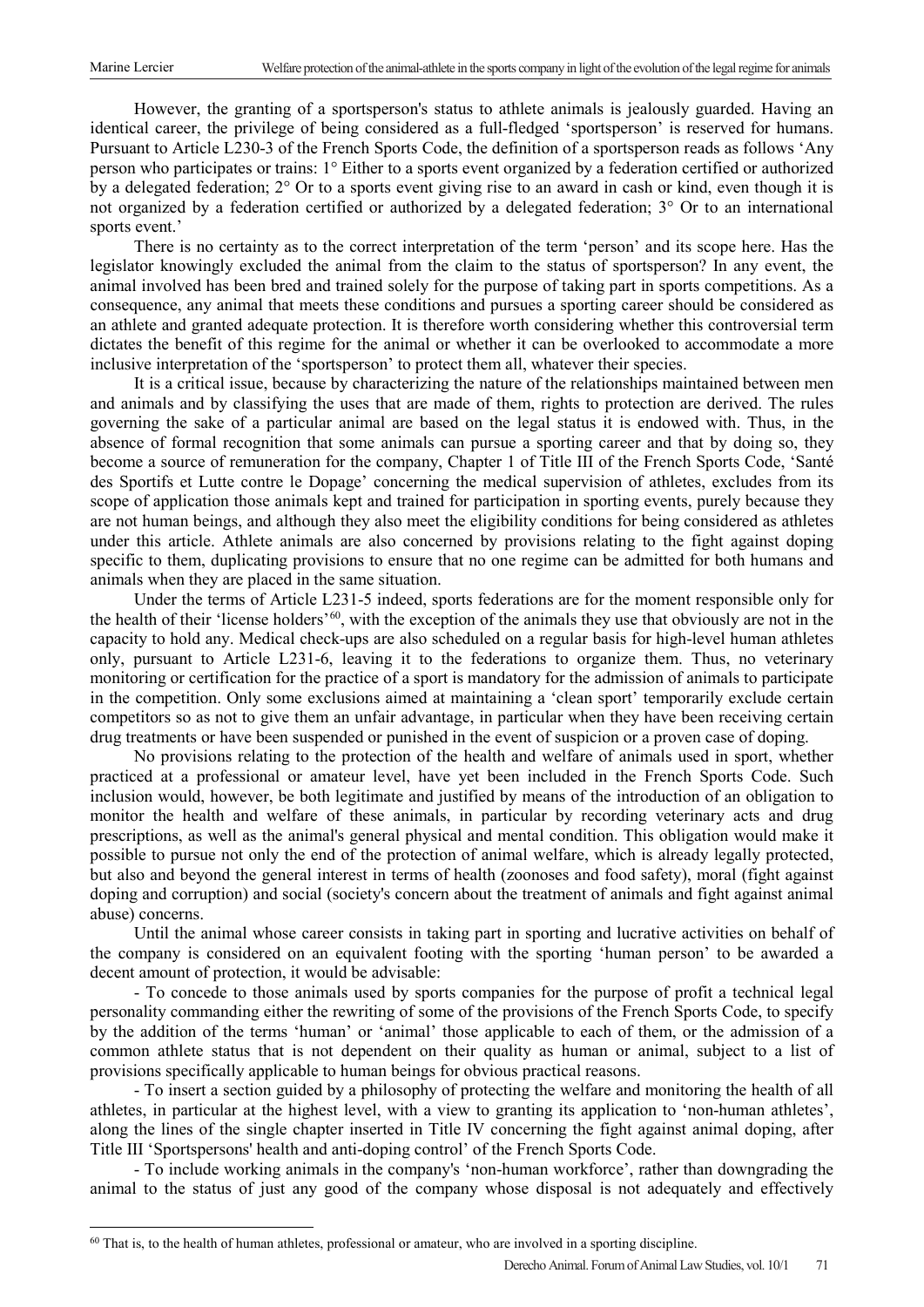However, the granting of a sportsperson's status to athlete animals is jealously guarded. Having an identical career, the privilege of being considered as a full-fledged 'sportsperson' is reserved for humans. Pursuant to Article L230-3 of the French Sports Code, the definition of a sportsperson reads as follows 'Any person who participates or trains: 1° Either to a sports event organized by a federation certified or authorized by a delegated federation; 2° Or to a sports event giving rise to an award in cash or kind, even though it is not organized by a federation certified or authorized by a delegated federation; 3° Or to an international sports event.'

There is no certainty as to the correct interpretation of the term 'person' and its scope here. Has the legislator knowingly excluded the animal from the claim to the status of sportsperson? In any event, the animal involved has been bred and trained solely for the purpose of taking part in sports competitions. As a consequence, any animal that meets these conditions and pursues a sporting career should be considered as an athlete and granted adequate protection. It is therefore worth considering whether this controversial term dictates the benefit of this regime for the animal or whether it can be overlooked to accommodate a more inclusive interpretation of the 'sportsperson' to protect them all, whatever their species.

It is a critical issue, because by characterizing the nature of the relationships maintained between men and animals and by classifying the uses that are made of them, rights to protection are derived. The rules governing the sake of a particular animal are based on the legal status it is endowed with. Thus, in the absence of formal recognition that some animals can pursue a sporting career and that by doing so, they become a source of remuneration for the company, Chapter 1 of Title III of the French Sports Code, 'Santé des Sportifs et Lutte contre le Dopage' concerning the medical supervision of athletes, excludes from its scope of application those animals kept and trained for participation in sporting events, purely because they are not human beings, and although they also meet the eligibility conditions for being considered as athletes under this article. Athlete animals are also concerned by provisions relating to the fight against doping specific to them, duplicating provisions to ensure that no one regime can be admitted for both humans and animals when they are placed in the same situation.

Under the terms of Article L231-5 indeed, sports federations are for the moment responsible only for the health of their 'license holders'[60], with the exception of the animals they use that obviously are not in the capacity to hold any. Medical check-ups are also scheduled on a regular basis for high-level human athletes only, pursuant to Article L231-6, leaving it to the federations to organize them. Thus, no veterinary monitoring or certification for the practice of a sport is mandatory for the admission of animals to participate in the competition. Only some exclusions aimed at maintaining a 'clean sport' temporarily exclude certain competitors so as not to give them an unfair advantage, in particular when they have been receiving certain drug treatments or have been suspended or punished in the event of suspicion or a proven case of doping.

No provisions relating to the protection of the health and welfare of animals used in sport, whether practiced at a professional or amateur level, have yet been included in the French Sports Code. Such inclusion would, however, be both legitimate and justified by means of the introduction of an obligation to monitor the health and welfare of these animals, in particular by recording veterinary acts and drug prescriptions, as well as the animal's general physical and mental condition. This obligation would make it possible to pursue not only the end of the protection of animal welfare, which is already legally protected, but also and beyond the general interest in terms of health (zoonoses and food safety), moral (fight against doping and corruption) and social (society's concern about the treatment of animals and fight against animal abuse) concerns.

Until the animal whose career consists in taking part in sporting and lucrative activities on behalf of the company is considered on an equivalent footing with the sporting 'human person' to be awarded a decent amount of protection, it would be advisable:

- To concede to those animals used by sports companies for the purpose of profit a technical legal personality commanding either the rewriting of some of the provisions of the French Sports Code, to specify by the addition of the terms 'human' or 'animal' those applicable to each of them, or the admission of a common athlete status that is not dependent on their quality as human or animal, subject to a list of provisions specifically applicable to human beings for obvious practical reasons.
- To insert a section guided by a philosophy of protecting the welfare and monitoring the health of all athletes, in particular at the highest level, with a view to granting its application to 'non-human athletes', along the lines of the single chapter inserted in Title IV concerning the fight against animal doping, after Title III 'Sportspersons' health and anti-doping control' of the French Sports Code.
- To include working animals in the company's 'non-human workforce', rather than downgrading the animal to the status of just any good of the company whose disposal is not adequately and effectively

[60] That is, to the health of human athletes, professional or amateur, who are involved in a sporting discipline.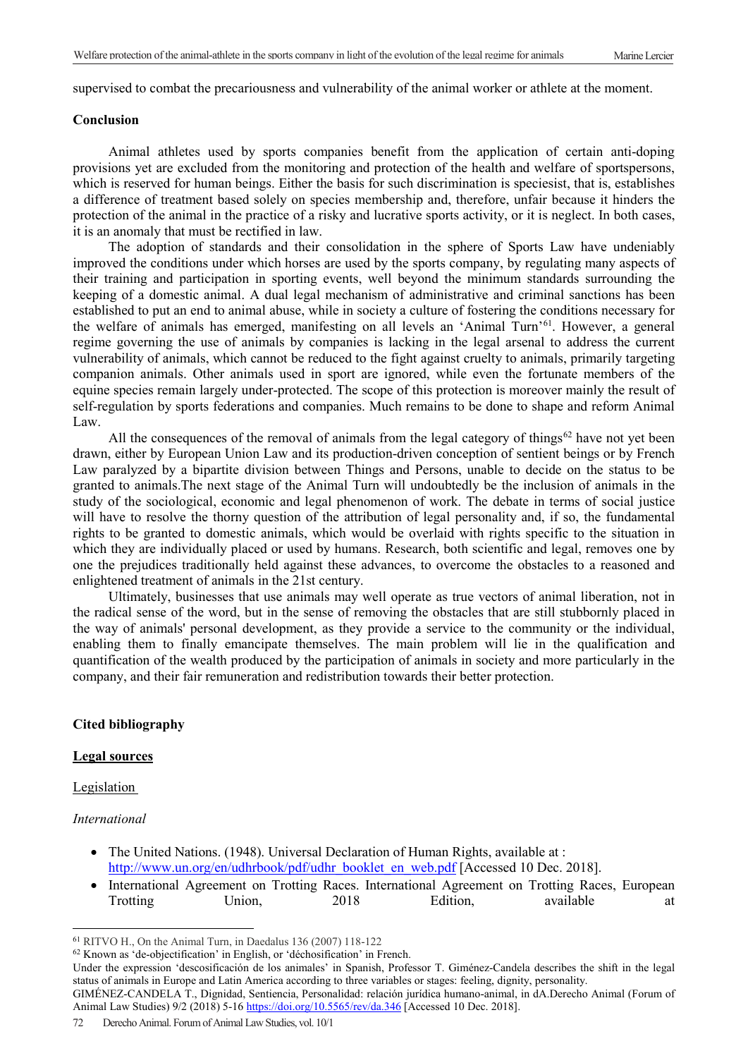supervised to combat the precariousness and vulnerability of the animal worker or athlete at the moment.

## Conclusion

Animal athletes used by sports companies benefit from the application of certain anti-doping provisions yet are excluded from the monitoring and protection of the health and welfare of sportspersons, which is reserved for human beings. Either the basis for such discrimination is speciesist, that is, establishes a difference of treatment based solely on species membership and, therefore, unfair because it hinders the protection of the animal in the practice of a risky and lucrative sports activity, or it is neglect. In both cases, it is an anomaly that must be rectified in law.

The adoption of standards and their consolidation in the sphere of Sports Law have undeniably improved the conditions under which horses are used by the sports company, by regulating many aspects of their training and participation in sporting events, well beyond the minimum standards surrounding the keeping of a domestic animal. A dual legal mechanism of administrative and criminal sanctions has been established to put an end to animal abuse, while in society a culture of fostering the conditions necessary for the welfare of animals has emerged, manifesting on all levels an 'Animal Turn'[61]. However, a general regime governing the use of animals by companies is lacking in the legal arsenal to address the current vulnerability of animals, which cannot be reduced to the fight against cruelty to animals, primarily targeting companion animals. Other animals used in sport are ignored, while even the fortunate members of the equine species remain largely under-protected. The scope of this protection is moreover mainly the result of self-regulation by sports federations and companies. Much remains to be done to shape and reform Animal Law.

All the consequences of the removal of animals from the legal category of things[62] have not yet been drawn, either by European Union Law and its production-driven conception of sentient beings or by French Law paralyzed by a bipartite division between Things and Persons, unable to decide on the status to be granted to animals.The next stage of the Animal Turn will undoubtedly be the inclusion of animals in the study of the sociological, economic and legal phenomenon of work. The debate in terms of social justice will have to resolve the thorny question of the attribution of legal personality and, if so, the fundamental rights to be granted to domestic animals, which would be overlaid with rights specific to the situation in which they are individually placed or used by humans. Research, both scientific and legal, removes one by one the prejudices traditionally held against these advances, to overcome the obstacles to a reasoned and enlightened treatment of animals in the 21st century.

Ultimately, businesses that use animals may well operate as true vectors of animal liberation, not in the radical sense of the word, but in the sense of removing the obstacles that are still stubbornly placed in the way of animals' personal development, as they provide a service to the community or the individual, enabling them to finally emancipate themselves. The main problem will lie in the qualification and quantification of the wealth produced by the participation of animals in society and more particularly in the company, and their fair remuneration and redistribution towards their better protection.

## Cited bibliography

### Legal sources

Legislation

*International*

- The United Nations. (1948). Universal Declaration of Human Rights, available at : http://www.un.org/en/udhrbook/pdf/udhr_booklet_en_web.pdf [Accessed 10 Dec. 2018].
- International Agreement on Trotting Races. International Agreement on Trotting Races, European Trotting Union, 2018 Edition, available at

---

[61] RITVO H., On the Animal Turn, in Daedalus 136 (2007) 118-122

[62] Known as 'de-objectification' in English, or 'déchosification' in French.
Under the expression 'descosificación de los animales' in Spanish, Professor T. Giménez-Candela describes the shift in the legal status of animals in Europe and Latin America according to three variables or stages: feeling, dignity, personality.
GIMÉNEZ-CANDELA T., Dignidad, Sentiencia, Personalidad: relación jurídica humano-animal, in dA.Derecho Animal (Forum of Animal Law Studies) 9/2 (2018) 5-16 https://doi.org/10.5565/rev/da.346 [Accessed 10 Dec. 2018].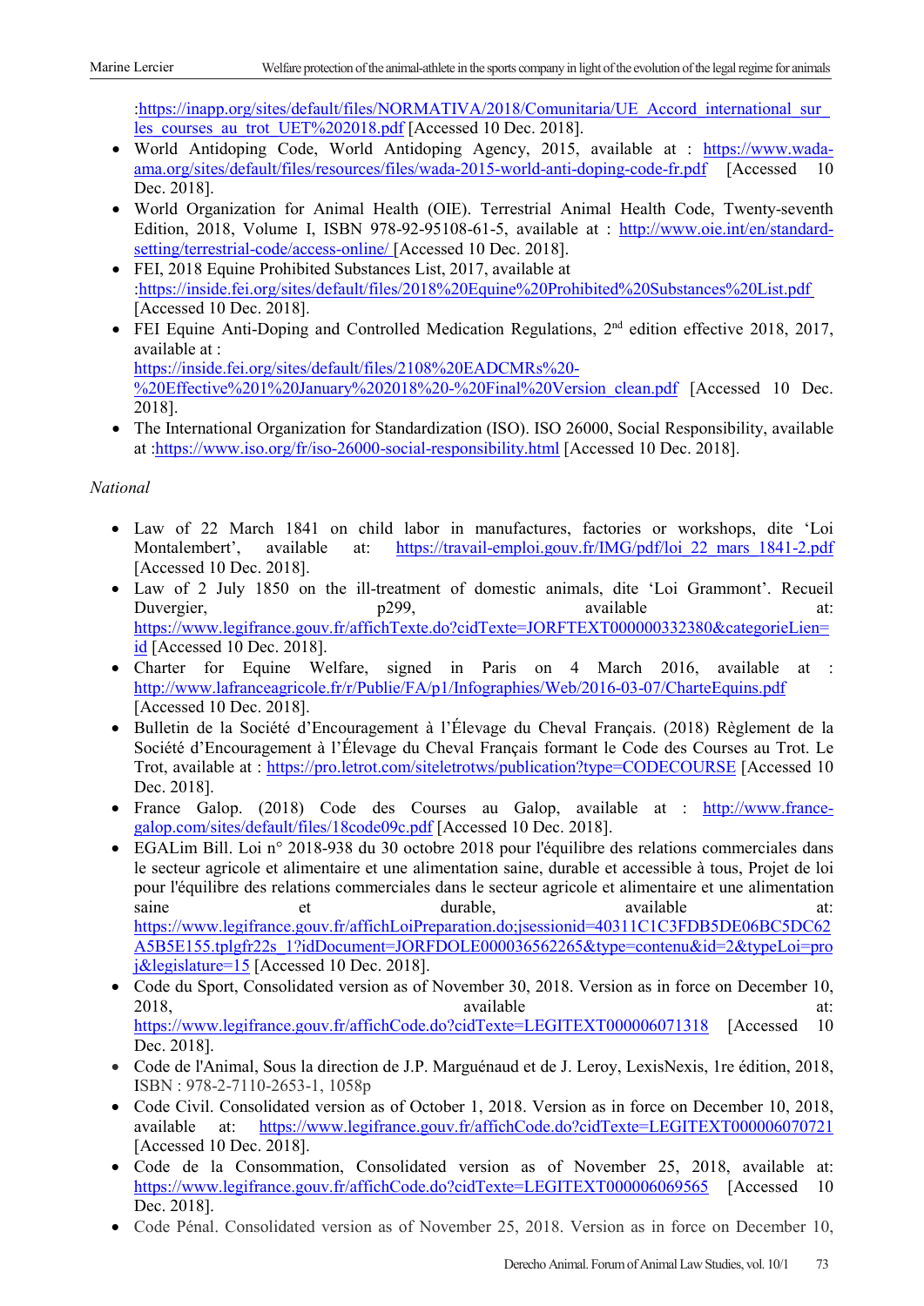:https://inapp.org/sites/default/files/NORMATIVA/2018/Comunitaria/UE_Accord_international_sur_les_courses_au_trot_UET%202018.pdf [Accessed 10 Dec. 2018].

- World Antidoping Code, World Antidoping Agency, 2015, available at : https://www.wada-ama.org/sites/default/files/resources/files/wada-2015-world-anti-doping-code-fr.pdf [Accessed 10 Dec. 2018].
- World Organization for Animal Health (OIE). Terrestrial Animal Health Code, Twenty-seventh Edition, 2018, Volume I, ISBN 978-92-95108-61-5, available at : http://www.oie.int/en/standard-setting/terrestrial-code/access-online/ [Accessed 10 Dec. 2018].
- FEI, 2018 Equine Prohibited Substances List, 2017, available at :https://inside.fei.org/sites/default/files/2018%20Equine%20Prohibited%20Substances%20List.pdf [Accessed 10 Dec. 2018].
- FEI Equine Anti-Doping and Controlled Medication Regulations, 2nd edition effective 2018, 2017, available at : https://inside.fei.org/sites/default/files/2108%20EADCMRs%20-%20Effective%201%20January%202018%20-%20Final%20Version_clean.pdf [Accessed 10 Dec. 2018].
- The International Organization for Standardization (ISO). ISO 26000, Social Responsibility, available at :https://www.iso.org/fr/iso-26000-social-responsibility.html [Accessed 10 Dec. 2018].

*National*

- Law of 22 March 1841 on child labor in manufactures, factories or workshops, dite 'Loi Montalembert', available at: https://travail-emploi.gouv.fr/IMG/pdf/loi_22_mars_1841-2.pdf [Accessed 10 Dec. 2018].
- Law of 2 July 1850 on the ill-treatment of domestic animals, dite 'Loi Grammont'. Recueil Duvergier, p299, available at: https://www.legifrance.gouv.fr/affichTexte.do?cidTexte=JORFTEXT000000332380&categorieLien=id [Accessed 10 Dec. 2018].
- Charter for Equine Welfare, signed in Paris on 4 March 2016, available at : http://www.lafranceagricole.fr/r/Publie/FA/p1/Infographies/Web/2016-03-07/CharteEquins.pdf [Accessed 10 Dec. 2018].
- Bulletin de la Société d'Encouragement à l'Élevage du Cheval Français. (2018) Règlement de la Société d'Encouragement à l'Élevage du Cheval Français formant le Code des Courses au Trot. Le Trot, available at : https://pro.letrot.com/siteletrotws/publication?type=CODECOURSE [Accessed 10 Dec. 2018].
- France Galop. (2018) Code des Courses au Galop, available at : http://www.france-galop.com/sites/default/files/18code09c.pdf [Accessed 10 Dec. 2018].
- EGALim Bill. Loi n° 2018-938 du 30 octobre 2018 pour l'équilibre des relations commerciales dans le secteur agricole et alimentaire et une alimentation saine, durable et accessible à tous, Projet de loi pour l'équilibre des relations commerciales dans le secteur agricole et alimentaire et une alimentation saine et durable, available at: https://www.legifrance.gouv.fr/affichLoiPreparation.do;jsessionid=40311C1C3FDB5DE06BC5DC62A5B5E155.tplgfr22s_1?idDocument=JORFDOLE000036562265&type=contenu&id=2&typeLoi=proj&legislature=15 [Accessed 10 Dec. 2018].
- Code du Sport, Consolidated version as of November 30, 2018. Version as in force on December 10, 2018, available at: https://www.legifrance.gouv.fr/affichCode.do?cidTexte=LEGITEXT000006071318 [Accessed 10 Dec. 2018].
- Code de l'Animal, Sous la direction de J.P. Marguénaud et de J. Leroy, LexisNexis, 1re édition, 2018, ISBN : 978-2-7110-2653-1, 1058p
- Code Civil. Consolidated version as of October 1, 2018. Version as in force on December 10, 2018, available at: https://www.legifrance.gouv.fr/affichCode.do?cidTexte=LEGITEXT000006070721 [Accessed 10 Dec. 2018].
- Code de la Consommation, Consolidated version as of November 25, 2018, available at: https://www.legifrance.gouv.fr/affichCode.do?cidTexte=LEGITEXT000006069565 [Accessed 10 Dec. 2018].
- Code Pénal. Consolidated version as of November 25, 2018. Version as in force on December 10,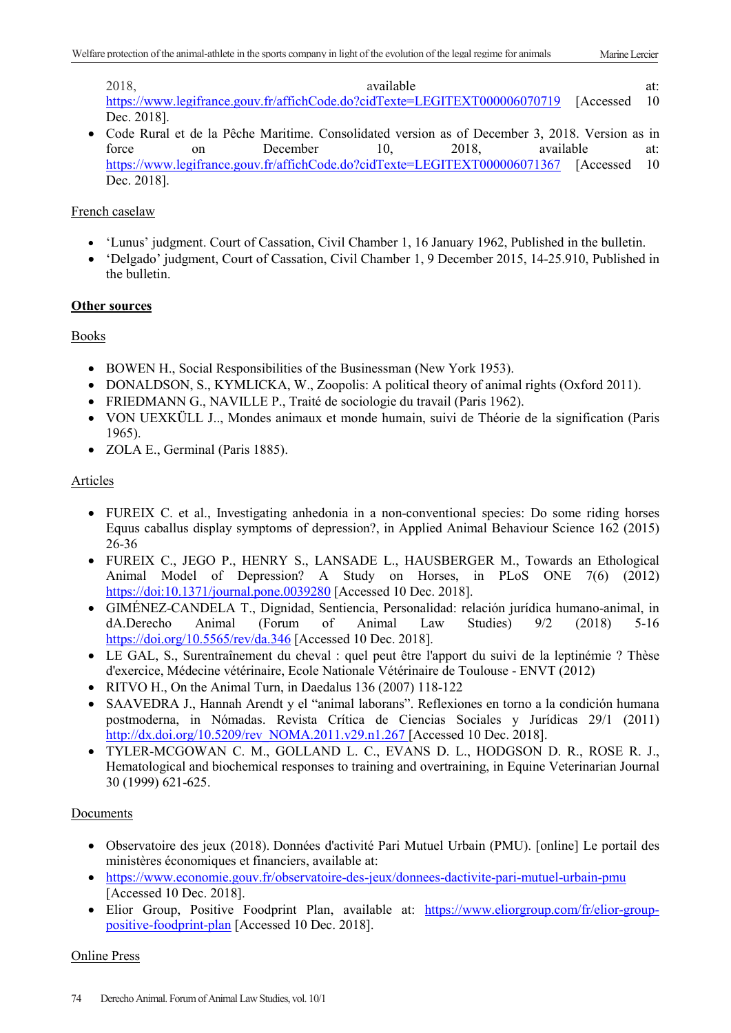2018, available at: https://www.legifrance.gouv.fr/affichCode.do?cidTexte=LEGITEXT000006070719 [Accessed 10 Dec. 2018].

- Code Rural et de la Pêche Maritime. Consolidated version as of December 3, 2018. Version as in force on December 10, 2018, available at: https://www.legifrance.gouv.fr/affichCode.do?cidTexte=LEGITEXT000006071367 [Accessed 10 Dec. 2018].

French caselaw

- 'Lunus' judgment. Court of Cassation, Civil Chamber 1, 16 January 1962, Published in the bulletin.
- 'Delgado' judgment, Court of Cassation, Civil Chamber 1, 9 December 2015, 14-25.910, Published in the bulletin.

**Other sources**

Books

- BOWEN H., Social Responsibilities of the Businessman (New York 1953).
- DONALDSON, S., KYMLICKA, W., Zoopolis: A political theory of animal rights (Oxford 2011).
- FRIEDMANN G., NAVILLE P., Traité de sociologie du travail (Paris 1962).
- VON UEXKÜLL J.., Mondes animaux et monde humain, suivi de Théorie de la signification (Paris 1965).
- ZOLA E., Germinal (Paris 1885).

Articles

- FUREIX C. et al., Investigating anhedonia in a non-conventional species: Do some riding horses Equus caballus display symptoms of depression?, in Applied Animal Behaviour Science 162 (2015) 26-36
- FUREIX C., JEGO P., HENRY S., LANSADE L., HAUSBERGER M., Towards an Ethological Animal Model of Depression? A Study on Horses, in PLoS ONE 7(6) (2012) https://doi:10.1371/journal.pone.0039280 [Accessed 10 Dec. 2018].
- GIMÉNEZ-CANDELA T., Dignidad, Sentiencia, Personalidad: relación jurídica humano-animal, in dA.Derecho Animal (Forum of Animal Law Studies) 9/2 (2018) 5-16 https://doi.org/10.5565/rev/da.346 [Accessed 10 Dec. 2018].
- LE GAL, S., Surentraînement du cheval : quel peut être l'apport du suivi de la leptinémie ? Thèse d'exercice, Médecine vétérinaire, Ecole Nationale Vétérinaire de Toulouse - ENVT (2012)
- RITVO H., On the Animal Turn, in Daedalus 136 (2007) 118-122
- SAAVEDRA J., Hannah Arendt y el "animal laborans". Reflexiones en torno a la condición humana postmoderna, in Nómadas. Revista Crítica de Ciencias Sociales y Jurídicas 29/1 (2011) http://dx.doi.org/10.5209/rev_NOMA.2011.v29.n1.267 [Accessed 10 Dec. 2018].
- TYLER-MCGOWAN C. M., GOLLAND L. C., EVANS D. L., HODGSON D. R., ROSE R. J., Hematological and biochemical responses to training and overtraining, in Equine Veterinarian Journal 30 (1999) 621-625.

Documents

- Observatoire des jeux (2018). Données d'activité Pari Mutuel Urbain (PMU). [online] Le portail des ministères économiques et financiers, available at:
- https://www.economie.gouv.fr/observatoire-des-jeux/donnees-dactivite-pari-mutuel-urbain-pmu [Accessed 10 Dec. 2018].
- Elior Group, Positive Foodprint Plan, available at: https://www.eliorgroup.com/fr/elior-group-positive-foodprint-plan [Accessed 10 Dec. 2018].

Online Press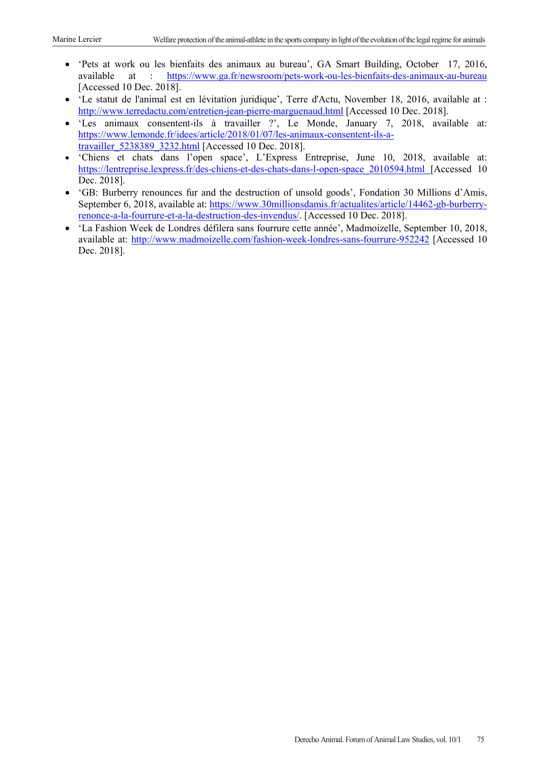- 'Pets at work ou les bienfaits des animaux au bureau', GA Smart Building, October 17, 2016, available at : https://www.ga.fr/newsroom/pets-work-ou-les-bienfaits-des-animaux-au-bureau [Accessed 10 Dec. 2018].
- 'Le statut de l'animal est en lévitation juridique', Terre d'Actu, November 18, 2016, available at : http://www.terredactu.com/entretien-jean-pierre-marguenaud.html [Accessed 10 Dec. 2018].
- 'Les animaux consentent-ils à travailler ?', Le Monde, January 7, 2018, available at: https://www.lemonde.fr/idees/article/2018/01/07/les-animaux-consentent-ils-a-travailler_5238389_3232.html [Accessed 10 Dec. 2018].
- 'Chiens et chats dans l'open space', L'Express Entreprise, June 10, 2018, available at: https://lentreprise.lexpress.fr/des-chiens-et-des-chats-dans-l-open-space_2010594.html [Accessed 10 Dec. 2018].
- 'GB: Burberry renounces fur and the destruction of unsold goods', Fondation 30 Millions d'Amis, September 6, 2018, available at: https://www.30millionsdamis.fr/actualites/article/14462-gb-burberry-renonce-a-la-fourrure-et-a-la-destruction-des-invendus/. [Accessed 10 Dec. 2018].
- 'La Fashion Week de Londres défilera sans fourrure cette année', Madmoizelle, September 10, 2018, available at: http://www.madmoizelle.com/fashion-week-londres-sans-fourrure-952242 [Accessed 10 Dec. 2018].